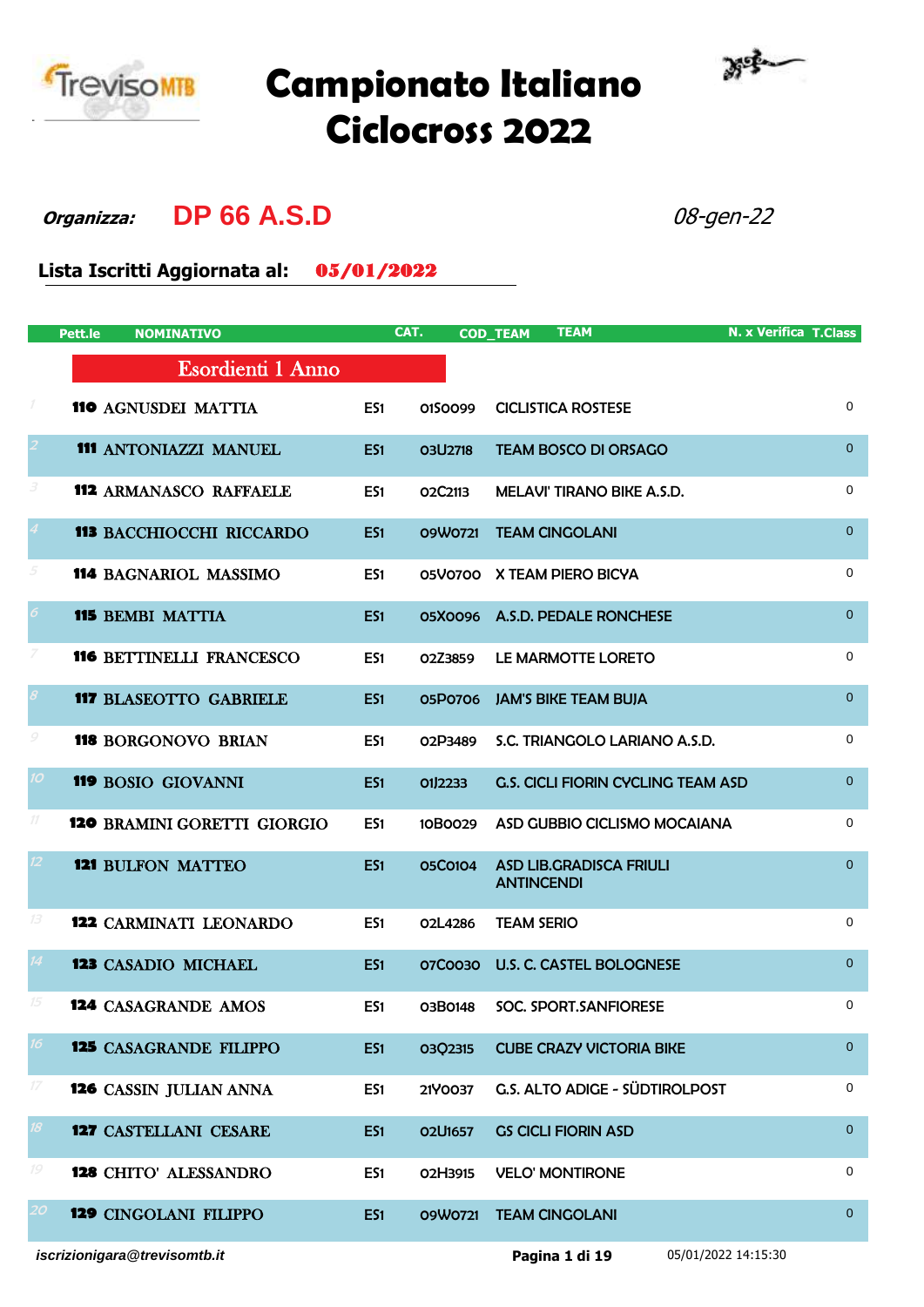# Campionato Italiano Ciclocross 2022

***Organizza:*** **DP 66 A.S.D** *08-gen-22*

**Lista Iscritti Aggiornata al: 05/01/2022**

| | Pett.le | NOMINATIVO | CAT. | COD_TEAM | TEAM | N. x Verifica | T.Class |
|---|---|---|---|---|---|---|---|
| | | **Esordienti 1 Anno** | | | | | |
| 1 | 110 | AGNUSDEI MATTIA | ES1 | 01S0099 | CICLISTICA ROSTESE | | 0 |
| 2 | 111 | ANTONIAZZI MANUEL | ES1 | 03U2718 | TEAM BOSCO DI ORSAGO | | 0 |
| 3 | 112 | ARMANASCO RAFFAELE | ES1 | 02C2113 | MELAVI' TIRANO BIKE A.S.D. | | 0 |
| 4 | 113 | BACCHIOCCHI RICCARDO | ES1 | 09W0721 | TEAM CINGOLANI | | 0 |
| 5 | 114 | BAGNARIOL MASSIMO | ES1 | 05V0700 | X TEAM PIERO BICYA | | 0 |
| 6 | 115 | BEMBI MATTIA | ES1 | 05X0096 | A.S.D. PEDALE RONCHESE | | 0 |
| 7 | 116 | BETTINELLI FRANCESCO | ES1 | 02Z3859 | LE MARMOTTE LORETO | | 0 |
| 8 | 117 | BLASEOTTO GABRIELE | ES1 | 05P0706 | JAM'S BIKE TEAM BUJA | | 0 |
| 9 | 118 | BORGONOVO BRIAN | ES1 | 02P3489 | S.C. TRIANGOLO LARIANO A.S.D. | | 0 |
| 10 | 119 | BOSIO GIOVANNI | ES1 | 01J2233 | G.S. CICLI FIORIN CYCLING TEAM ASD | | 0 |
| 11 | 120 | BRAMINI GORETTI GIORGIO | ES1 | 10B0029 | ASD GUBBIO CICLISMO MOCAIANA | | 0 |
| 12 | 121 | BULFON MATTEO | ES1 | 05C0104 | ASD LIB.GRADISCA FRIULI ANTINCENDI | | 0 |
| 13 | 122 | CARMINATI LEONARDO | ES1 | 02L4286 | TEAM SERIO | | 0 |
| 14 | 123 | CASADIO MICHAEL | ES1 | 07C0030 | U.S. C. CASTEL BOLOGNESE | | 0 |
| 15 | 124 | CASAGRANDE AMOS | ES1 | 03B0148 | SOC. SPORT.SANFIORESE | | 0 |
| 16 | 125 | CASAGRANDE FILIPPO | ES1 | 03Q2315 | CUBE CRAZY VICTORIA BIKE | | 0 |
| 17 | 126 | CASSIN JULIAN ANNA | ES1 | 21Y0037 | G.S. ALTO ADIGE - SÜDTIROLPOST | | 0 |
| 18 | 127 | CASTELLANI CESARE | ES1 | 02U1657 | GS CICLI FIORIN ASD | | 0 |
| 19 | 128 | CHITO' ALESSANDRO | ES1 | 02H3915 | VELO' MONTIRONE | | 0 |
| 20 | 129 | CINGOLANI FILIPPO | ES1 | 09W0721 | TEAM CINGOLANI | | 0 |

*iscrizionigara@trevisomtb.it* 05/01/2022 14:15:30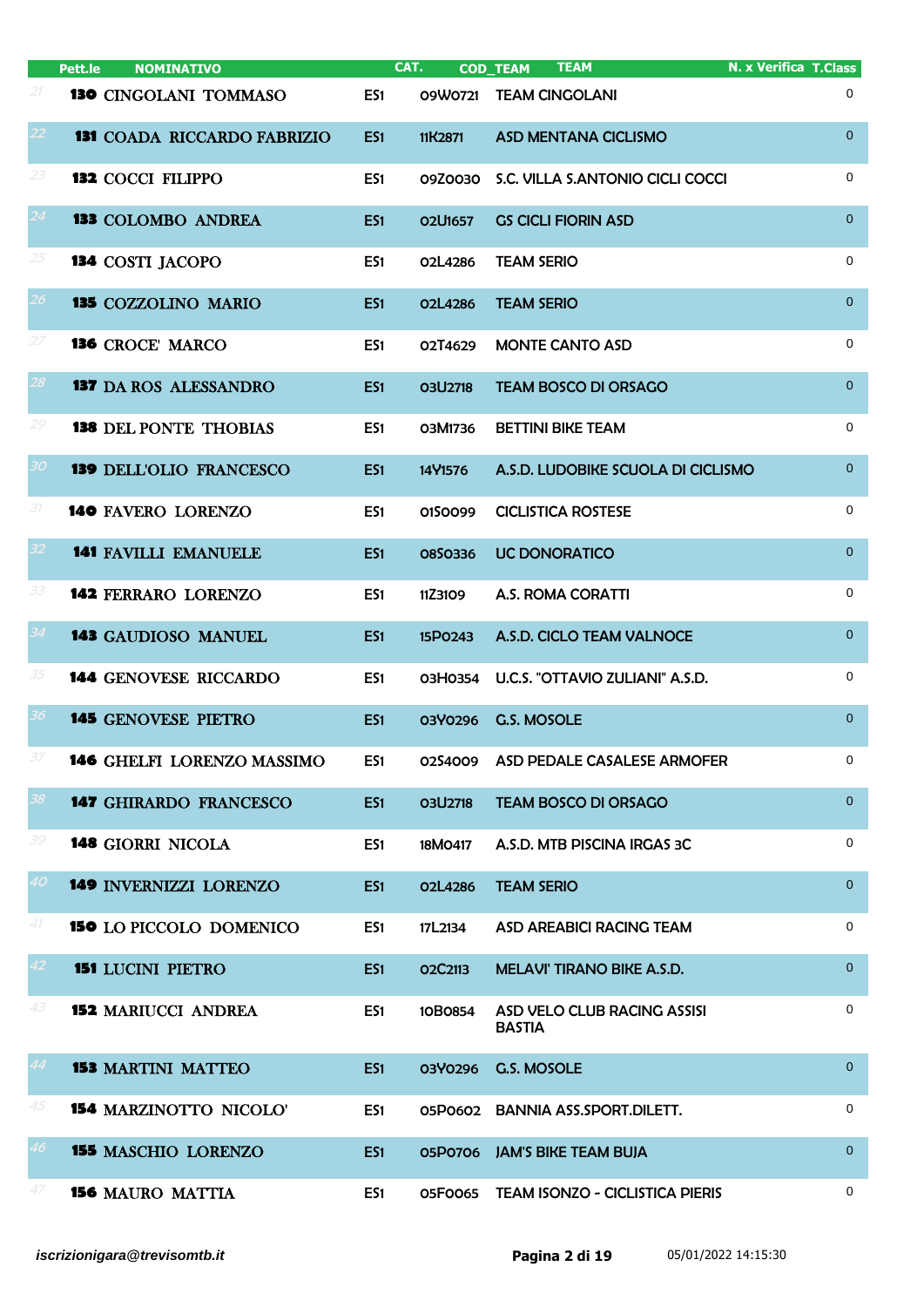| | Pett.le | NOMINATIVO | CAT. | COD_TEAM | TEAM | N. x Verifica | T.Class |
|---|---|---|---|---|---|---|---|
| 21 | 130 | CINGOLANI TOMMASO | ES1 | 09W0721 | TEAM CINGOLANI | | 0 |
| 22 | 131 | COADA RICCARDO FABRIZIO | ES1 | 11K2871 | ASD MENTANA CICLISMO | | 0 |
| 23 | 132 | COCCI FILIPPO | ES1 | 09Z0030 | S.C. VILLA S.ANTONIO CICLI COCCI | | 0 |
| 24 | 133 | COLOMBO ANDREA | ES1 | 02U1657 | GS CICLI FIORIN ASD | | 0 |
| 25 | 134 | COSTI JACOPO | ES1 | 02L4286 | TEAM SERIO | | 0 |
| 26 | 135 | COZZOLINO MARIO | ES1 | 02L4286 | TEAM SERIO | | 0 |
| 27 | 136 | CROCE' MARCO | ES1 | 02T4629 | MONTE CANTO ASD | | 0 |
| 28 | 137 | DA ROS ALESSANDRO | ES1 | 03U2718 | TEAM BOSCO DI ORSAGO | | 0 |
| 29 | 138 | DEL PONTE THOBIAS | ES1 | 03M1736 | BETTINI BIKE TEAM | | 0 |
| 30 | 139 | DELL'OLIO FRANCESCO | ES1 | 14Y1576 | A.S.D. LUDOBIKE SCUOLA DI CICLISMO | | 0 |
| 31 | 140 | FAVERO LORENZO | ES1 | 01S0099 | CICLISTICA ROSTESE | | 0 |
| 32 | 141 | FAVILLI EMANUELE | ES1 | 08S0336 | UC DONORATICO | | 0 |
| 33 | 142 | FERRARO LORENZO | ES1 | 11Z3109 | A.S. ROMA CORATTI | | 0 |
| 34 | 143 | GAUDIOSO MANUEL | ES1 | 15P0243 | A.S.D. CICLO TEAM VALNOCE | | 0 |
| 35 | 144 | GENOVESE RICCARDO | ES1 | 03H0354 | U.C.S. "OTTAVIO ZULIANI" A.S.D. | | 0 |
| 36 | 145 | GENOVESE PIETRO | ES1 | 03Y0296 | G.S. MOSOLE | | 0 |
| 37 | 146 | GHELFI LORENZO MASSIMO | ES1 | 02S4009 | ASD PEDALE CASALESE ARMOFER | | 0 |
| 38 | 147 | GHIRARDO FRANCESCO | ES1 | 03U2718 | TEAM BOSCO DI ORSAGO | | 0 |
| 39 | 148 | GIORRI NICOLA | ES1 | 18M0417 | A.S.D. MTB PISCINA IRGAS 3C | | 0 |
| 40 | 149 | INVERNIZZI LORENZO | ES1 | 02L4286 | TEAM SERIO | | 0 |
| 41 | 150 | LO PICCOLO DOMENICO | ES1 | 17L2134 | ASD AREABICI RACING TEAM | | 0 |
| 42 | 151 | LUCINI PIETRO | ES1 | 02C2113 | MELAVI' TIRANO BIKE A.S.D. | | 0 |
| 43 | 152 | MARIUCCI ANDREA | ES1 | 10B0854 | ASD VELO CLUB RACING ASSISI BASTIA | | 0 |
| 44 | 153 | MARTINI MATTEO | ES1 | 03Y0296 | G.S. MOSOLE | | 0 |
| 45 | 154 | MARZINOTTO NICOLO' | ES1 | 05P0602 | BANNIA ASS.SPORT.DILETT. | | 0 |
| 46 | 155 | MASCHIO LORENZO | ES1 | 05P0706 | JAM'S BIKE TEAM BUJA | | 0 |
| 47 | 156 | MAURO MATTIA | ES1 | 05F0065 | TEAM ISONZO - CICLISTICA PIERIS | | 0 |

*iscrizionigara@trevisomtb.it* 05/01/2022 14:15:30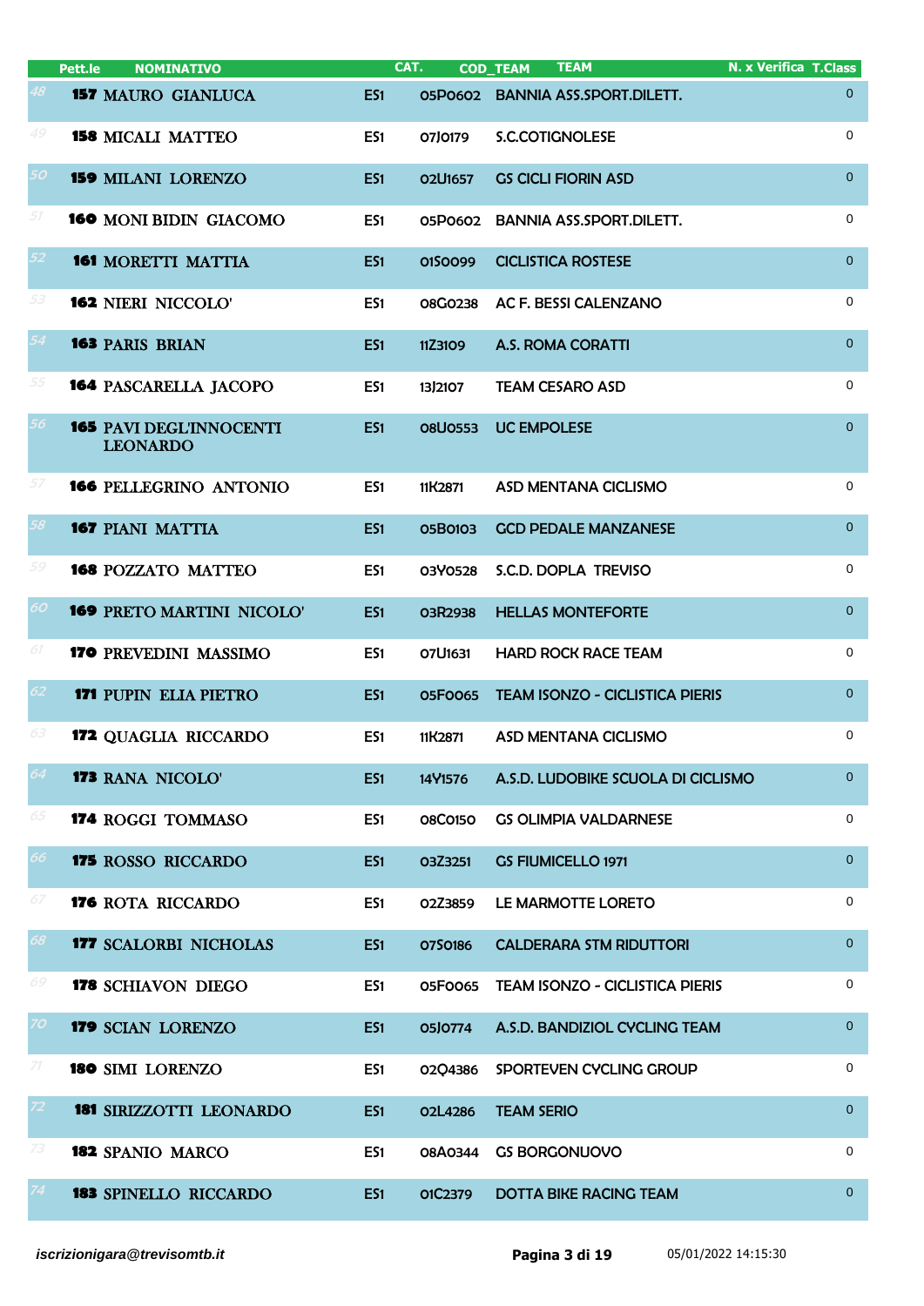| | Pett.le | NOMINATIVO | CAT. | COD_TEAM | TEAM | N. x Verifica | T.Class |
|---|---|---|---|---|---|---|---|
| 48 | **157** | MAURO GIANLUCA | ES1 | 05P0602 | BANNIA ASS.SPORT.DILETT. | | 0 |
| 49 | **158** | MICALI MATTEO | ES1 | 07J0179 | S.C.COTIGNOLESE | | 0 |
| 50 | **159** | MILANI LORENZO | ES1 | 02U1657 | GS CICLI FIORIN ASD | | 0 |
| 51 | **160** | MONI BIDIN GIACOMO | ES1 | 05P0602 | BANNIA ASS.SPORT.DILETT. | | 0 |
| 52 | **161** | MORETTI MATTIA | ES1 | 01S0099 | CICLISTICA ROSTESE | | 0 |
| 53 | **162** | NIERI NICCOLO' | ES1 | 08G0238 | AC F. BESSI CALENZANO | | 0 |
| 54 | **163** | PARIS BRIAN | ES1 | 11Z3109 | A.S. ROMA CORATTI | | 0 |
| 55 | **164** | PASCARELLA JACOPO | ES1 | 13J2107 | TEAM CESARO ASD | | 0 |
| 56 | **165** | PAVI DEGL'INNOCENTI LEONARDO | ES1 | 08U0553 | UC EMPOLESE | | 0 |
| 57 | **166** | PELLEGRINO ANTONIO | ES1 | 11K2871 | ASD MENTANA CICLISMO | | 0 |
| 58 | **167** | PIANI MATTIA | ES1 | 05B0103 | GCD PEDALE MANZANESE | | 0 |
| 59 | **168** | POZZATO MATTEO | ES1 | 03Y0528 | S.C.D. DOPLA TREVISO | | 0 |
| 60 | **169** | PRETO MARTINI NICOLO' | ES1 | 03R2938 | HELLAS MONTEFORTE | | 0 |
| 61 | **170** | PREVEDINI MASSIMO | ES1 | 07U1631 | HARD ROCK RACE TEAM | | 0 |
| 62 | **171** | PUPIN ELIA PIETRO | ES1 | 05F0065 | TEAM ISONZO - CICLISTICA PIERIS | | 0 |
| 63 | **172** | QUAGLIA RICCARDO | ES1 | 11K2871 | ASD MENTANA CICLISMO | | 0 |
| 64 | **173** | RANA NICOLO' | ES1 | 14Y1576 | A.S.D. LUDOBIKE SCUOLA DI CICLISMO | | 0 |
| 65 | **174** | ROGGI TOMMASO | ES1 | 08C0150 | GS OLIMPIA VALDARNESE | | 0 |
| 66 | **175** | ROSSO RICCARDO | ES1 | 03Z3251 | GS FIUMICELLO 1971 | | 0 |
| 67 | **176** | ROTA RICCARDO | ES1 | 02Z3859 | LE MARMOTTE LORETO | | 0 |
| 68 | **177** | SCALORBI NICHOLAS | ES1 | 07S0186 | CALDERARA STM RIDUTTORI | | 0 |
| 69 | **178** | SCHIAVON DIEGO | ES1 | 05F0065 | TEAM ISONZO - CICLISTICA PIERIS | | 0 |
| 70 | **179** | SCIAN LORENZO | ES1 | 05J0774 | A.S.D. BANDIZIOL CYCLING TEAM | | 0 |
| 71 | **180** | SIMI LORENZO | ES1 | 02Q4386 | SPORTEVEN CYCLING GROUP | | 0 |
| 72 | **181** | SIRIZZOTTI LEONARDO | ES1 | 02L4286 | TEAM SERIO | | 0 |
| 73 | **182** | SPANIO MARCO | ES1 | 08A0344 | GS BORGONUOVO | | 0 |
| 74 | **183** | SPINELLO RICCARDO | ES1 | 01C2379 | DOTTA BIKE RACING TEAM | | 0 |

*iscrizionigara@trevisomtb.it*

05/01/2022 14:15:30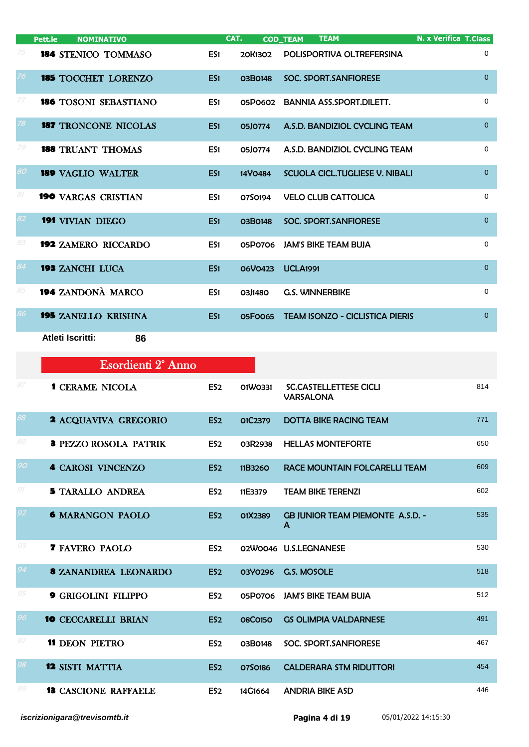| | Pett.le | NOMINATIVO | CAT. | COD_TEAM | TEAM | N. x Verifica | T.Class |
|---|---|---|---|---|---|---|---|
| 75 | 184 | STENICO TOMMASO | ES1 | 20K1302 | POLISPORTIVA OLTREFERSINA | | 0 |
| 76 | 185 | TOCCHET LORENZO | ES1 | 03B0148 | SOC. SPORT.SANFIORESE | | 0 |
| 77 | 186 | TOSONI SEBASTIANO | ES1 | 05P0602 | BANNIA ASS.SPORT.DILETT. | | 0 |
| 78 | 187 | TRONCONE NICOLAS | ES1 | 05J0774 | A.S.D. BANDIZIOL CYCLING TEAM | | 0 |
| 79 | 188 | TRUANT THOMAS | ES1 | 05J0774 | A.S.D. BANDIZIOL CYCLING TEAM | | 0 |
| 80 | 189 | VAGLIO WALTER | ES1 | 14Y0484 | SCUOLA CICL.TUGLIESE V. NIBALI | | 0 |
| 81 | 190 | VARGAS CRISTIAN | ES1 | 07S0194 | VELO CLUB CATTOLICA | | 0 |
| 82 | 191 | VIVIAN DIEGO | ES1 | 03B0148 | SOC. SPORT.SANFIORESE | | 0 |
| 83 | 192 | ZAMERO RICCARDO | ES1 | 05P0706 | JAM'S BIKE TEAM BUJA | | 0 |
| 84 | 193 | ZANCHI LUCA | ES1 | 06V0423 | UCLA1991 | | 0 |
| 85 | 194 | ZANDONÀ MARCO | ES1 | 03J1480 | G.S. WINNERBIKE | | 0 |
| 86 | 195 | ZANELLO KRISHNA | ES1 | 05F0065 | TEAM ISONZO - CICLISTICA PIERIS | | 0 |

**Atleti Iscritti:** 86

## Esordienti 2° Anno

| | Pett.le | NOMINATIVO | CAT. | COD_TEAM | TEAM | N. x Verifica | T.Class |
|---|---|---|---|---|---|---|---|
| 87 | 1 | CERAME NICOLA | ES2 | 01W0331 | SC.CASTELLETTESE CICLI VARSALONA | | 814 |
| 88 | 2 | ACQUAVIVA GREGORIO | ES2 | 01C2379 | DOTTA BIKE RACING TEAM | | 771 |
| 89 | 3 | PEZZO ROSOLA PATRIK | ES2 | 03R2938 | HELLAS MONTEFORTE | | 650 |
| 90 | 4 | CAROSI VINCENZO | ES2 | 11B3260 | RACE MOUNTAIN FOLCARELLI TEAM | | 609 |
| 91 | 5 | TARALLO ANDREA | ES2 | 11E3379 | TEAM BIKE TERENZI | | 602 |
| 92 | 6 | MARANGON PAOLO | ES2 | 01X2389 | GB JUNIOR TEAM PIEMONTE A.S.D. - A | | 535 |
| 93 | 7 | FAVERO PAOLO | ES2 | 02W0046 | U.S.LEGNANESE | | 530 |
| 94 | 8 | ZANANDREA LEONARDO | ES2 | 03Y0296 | G.S. MOSOLE | | 518 |
| 95 | 9 | GRIGOLINI FILIPPO | ES2 | 05P0706 | JAM'S BIKE TEAM BUJA | | 512 |
| 96 | 10 | CECCARELLI BRIAN | ES2 | 08C0150 | GS OLIMPIA VALDARNESE | | 491 |
| 97 | 11 | DEON PIETRO | ES2 | 03B0148 | SOC. SPORT.SANFIORESE | | 467 |
| 98 | 12 | SISTI MATTIA | ES2 | 07S0186 | CALDERARA STM RIDUTTORI | | 454 |
| 99 | 13 | CASCIONE RAFFAELE | ES2 | 14G1664 | ANDRIA BIKE ASD | | 446 |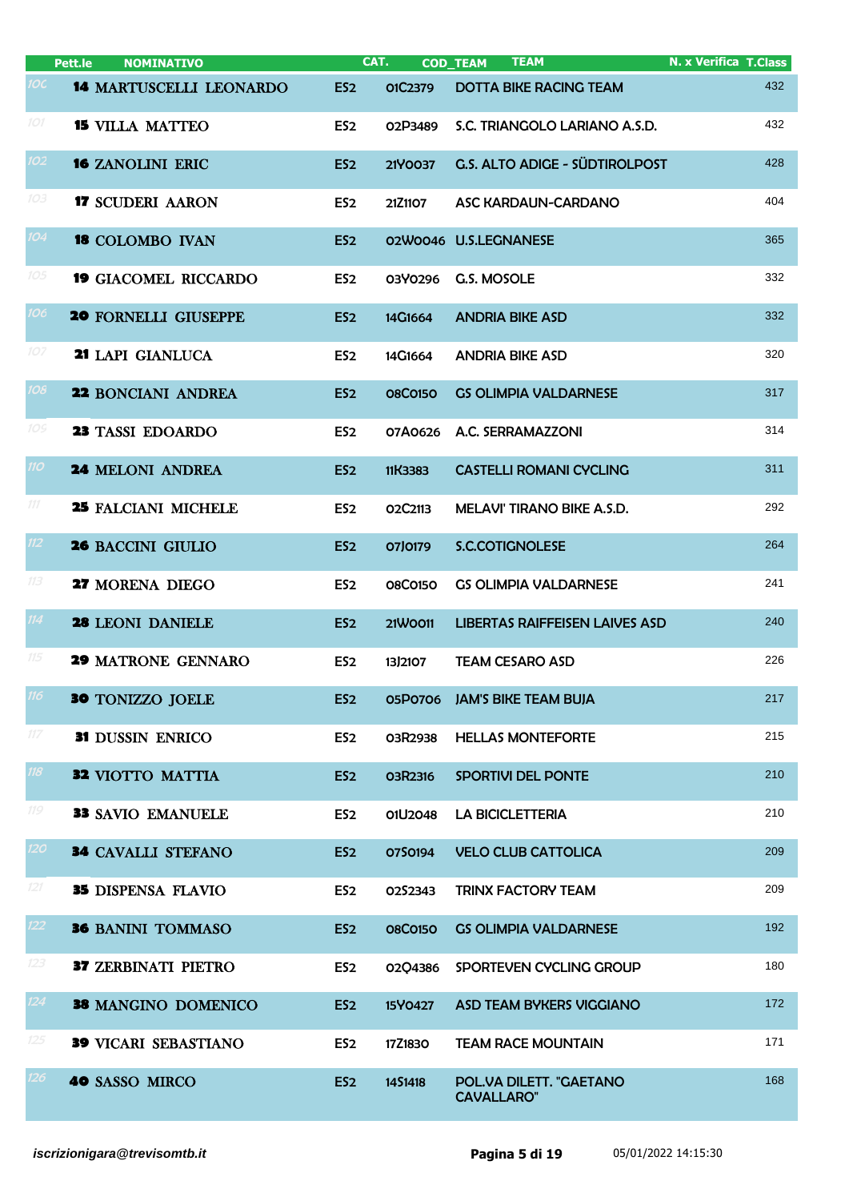| | Pett.le | NOMINATIVO | CAT. | COD_TEAM | TEAM | N. x Verifica | T.Class |
|---|---|---|---|---|---|---|---|
| 100 | 14 | MARTUSCELLI LEONARDO | ES2 | 01C2379 | DOTTA BIKE RACING TEAM | | 432 |
| 101 | 15 | VILLA MATTEO | ES2 | 02P3489 | S.C. TRIANGOLO LARIANO A.S.D. | | 432 |
| 102 | 16 | ZANOLINI ERIC | ES2 | 21Y0037 | G.S. ALTO ADIGE - SÜDTIROLPOST | | 428 |
| 103 | 17 | SCUDERI AARON | ES2 | 21Z1107 | ASC KARDAUN-CARDANO | | 404 |
| 104 | 18 | COLOMBO IVAN | ES2 | 02W0046 | U.S.LEGNANESE | | 365 |
| 105 | 19 | GIACOMEL RICCARDO | ES2 | 03Y0296 | G.S. MOSOLE | | 332 |
| 106 | 20 | FORNELLI GIUSEPPE | ES2 | 14G1664 | ANDRIA BIKE ASD | | 332 |
| 107 | 21 | LAPI GIANLUCA | ES2 | 14G1664 | ANDRIA BIKE ASD | | 320 |
| 108 | 22 | BONCIANI ANDREA | ES2 | 08C0150 | GS OLIMPIA VALDARNESE | | 317 |
| 109 | 23 | TASSI EDOARDO | ES2 | 07A0626 | A.C. SERRAMAZZONI | | 314 |
| 110 | 24 | MELONI ANDREA | ES2 | 11K3383 | CASTELLI ROMANI CYCLING | | 311 |
| 111 | 25 | FALCIANI MICHELE | ES2 | 02C2113 | MELAVI' TIRANO BIKE A.S.D. | | 292 |
| 112 | 26 | BACCINI GIULIO | ES2 | 07J0179 | S.C.COTIGNOLESE | | 264 |
| 113 | 27 | MORENA DIEGO | ES2 | 08C0150 | GS OLIMPIA VALDARNESE | | 241 |
| 114 | 28 | LEONI DANIELE | ES2 | 21W0011 | LIBERTAS RAIFFEISEN LAIVES ASD | | 240 |
| 115 | 29 | MATRONE GENNARO | ES2 | 13J2107 | TEAM CESARO ASD | | 226 |
| 116 | 30 | TONIZZO JOELE | ES2 | 05P0706 | JAM'S BIKE TEAM BUJA | | 217 |
| 117 | 31 | DUSSIN ENRICO | ES2 | 03R2938 | HELLAS MONTEFORTE | | 215 |
| 118 | 32 | VIOTTO MATTIA | ES2 | 03R2316 | SPORTIVI DEL PONTE | | 210 |
| 119 | 33 | SAVIO EMANUELE | ES2 | 01U2048 | LA BICICLETTERIA | | 210 |
| 120 | 34 | CAVALLI STEFANO | ES2 | 07S0194 | VELO CLUB CATTOLICA | | 209 |
| 121 | 35 | DISPENSA FLAVIO | ES2 | 02S2343 | TRINX FACTORY TEAM | | 209 |
| 122 | 36 | BANINI TOMMASO | ES2 | 08C0150 | GS OLIMPIA VALDARNESE | | 192 |
| 123 | 37 | ZERBINATI PIETRO | ES2 | 02Q4386 | SPORTEVEN CYCLING GROUP | | 180 |
| 124 | 38 | MANGINO DOMENICO | ES2 | 15Y0427 | ASD TEAM BYKERS VIGGIANO | | 172 |
| 125 | 39 | VICARI SEBASTIANO | ES2 | 17Z1830 | TEAM RACE MOUNTAIN | | 171 |
| 126 | 40 | SASSO MIRCO | ES2 | 14S1418 | POL.VA DILETT. "GAETANO CAVALLARO" | | 168 |

*iscrizionigara@trevisomtb.it* 05/01/2022 14:15:30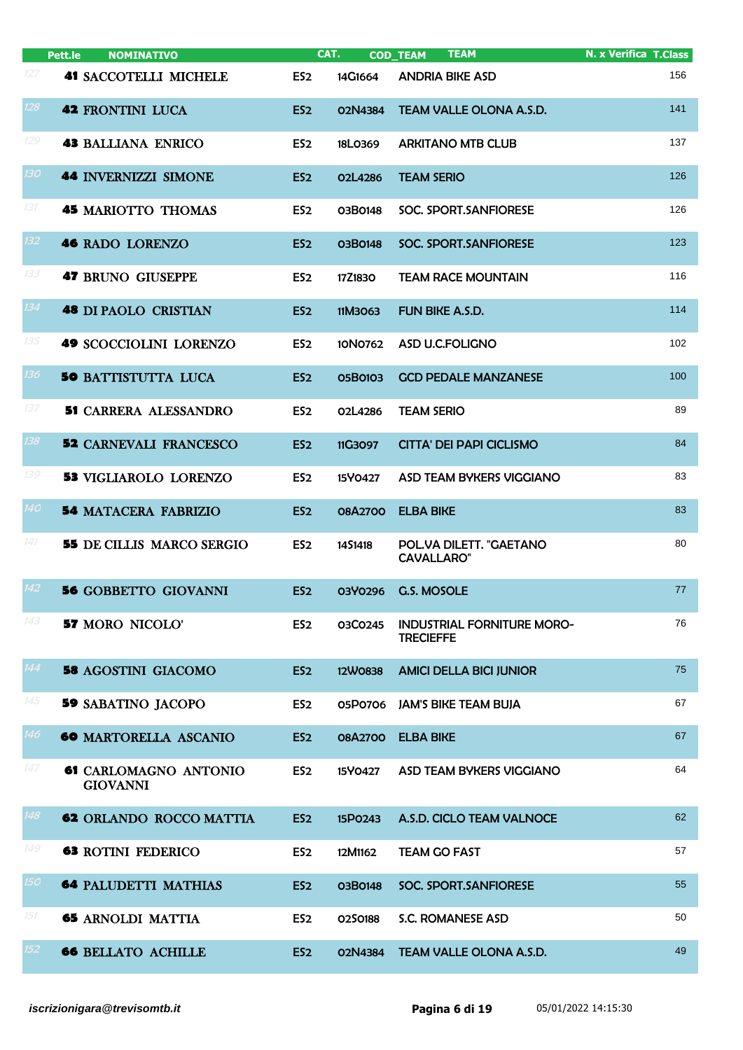| | Pett.le | NOMINATIVO | CAT. | COD_TEAM | TEAM | N. x Verifica | T.Class |
|---|---|---|---|---|---|---|---|
| 127 | 41 | SACCOTELLI MICHELE | ES2 | 14G1664 | ANDRIA BIKE ASD | | 156 |
| 128 | 42 | FRONTINI LUCA | ES2 | 02N4384 | TEAM VALLE OLONA A.S.D. | | 141 |
| 129 | 43 | BALLIANA ENRICO | ES2 | 18L0369 | ARKITANO MTB CLUB | | 137 |
| 130 | 44 | INVERNIZZI SIMONE | ES2 | 02L4286 | TEAM SERIO | | 126 |
| 131 | 45 | MARIOTTO THOMAS | ES2 | 03B0148 | SOC. SPORT.SANFIORESE | | 126 |
| 132 | 46 | RADO LORENZO | ES2 | 03B0148 | SOC. SPORT.SANFIORESE | | 123 |
| 133 | 47 | BRUNO GIUSEPPE | ES2 | 17Z1830 | TEAM RACE MOUNTAIN | | 116 |
| 134 | 48 | DI PAOLO CRISTIAN | ES2 | 11M3063 | FUN BIKE A.S.D. | | 114 |
| 135 | 49 | SCOCCIOLINI LORENZO | ES2 | 10N0762 | ASD U.C.FOLIGNO | | 102 |
| 136 | 50 | BATTISTUTTA LUCA | ES2 | 05B0103 | GCD PEDALE MANZANESE | | 100 |
| 137 | 51 | CARRERA ALESSANDRO | ES2 | 02L4286 | TEAM SERIO | | 89 |
| 138 | 52 | CARNEVALI FRANCESCO | ES2 | 11G3097 | CITTA' DEI PAPI CICLISMO | | 84 |
| 139 | 53 | VIGLIAROLO LORENZO | ES2 | 15Y0427 | ASD TEAM BYKERS VIGGIANO | | 83 |
| 140 | 54 | MATACERA FABRIZIO | ES2 | 08A2700 | ELBA BIKE | | 83 |
| 141 | 55 | DE CILLIS MARCO SERGIO | ES2 | 14S1418 | POL.VA DILETT. "GAETANO CAVALLARO" | | 80 |
| 142 | 56 | GOBBETTO GIOVANNI | ES2 | 03Y0296 | G.S. MOSOLE | | 77 |
| 143 | 57 | MORO NICOLO' | ES2 | 03C0245 | INDUSTRIAL FORNITURE MORO-TRECIEFFE | | 76 |
| 144 | 58 | AGOSTINI GIACOMO | ES2 | 12W0838 | AMICI DELLA BICI JUNIOR | | 75 |
| 145 | 59 | SABATINO JACOPO | ES2 | 05P0706 | JAM'S BIKE TEAM BUJA | | 67 |
| 146 | 60 | MARTORELLA ASCANIO | ES2 | 08A2700 | ELBA BIKE | | 67 |
| 147 | 61 | CARLOMAGNO ANTONIO GIOVANNI | ES2 | 15Y0427 | ASD TEAM BYKERS VIGGIANO | | 64 |
| 148 | 62 | ORLANDO ROCCO MATTIA | ES2 | 15P0243 | A.S.D. CICLO TEAM VALNOCE | | 62 |
| 149 | 63 | ROTINI FEDERICO | ES2 | 12M1162 | TEAM GO FAST | | 57 |
| 150 | 64 | PALUDETTI MATHIAS | ES2 | 03B0148 | SOC. SPORT.SANFIORESE | | 55 |
| 151 | 65 | ARNOLDI MATTIA | ES2 | 02S0188 | S.C. ROMANESE ASD | | 50 |
| 152 | 66 | BELLATO ACHILLE | ES2 | 02N4384 | TEAM VALLE OLONA A.S.D. | | 49 |

*iscrizionigara@trevisomtb.it* 05/01/2022 14:15:30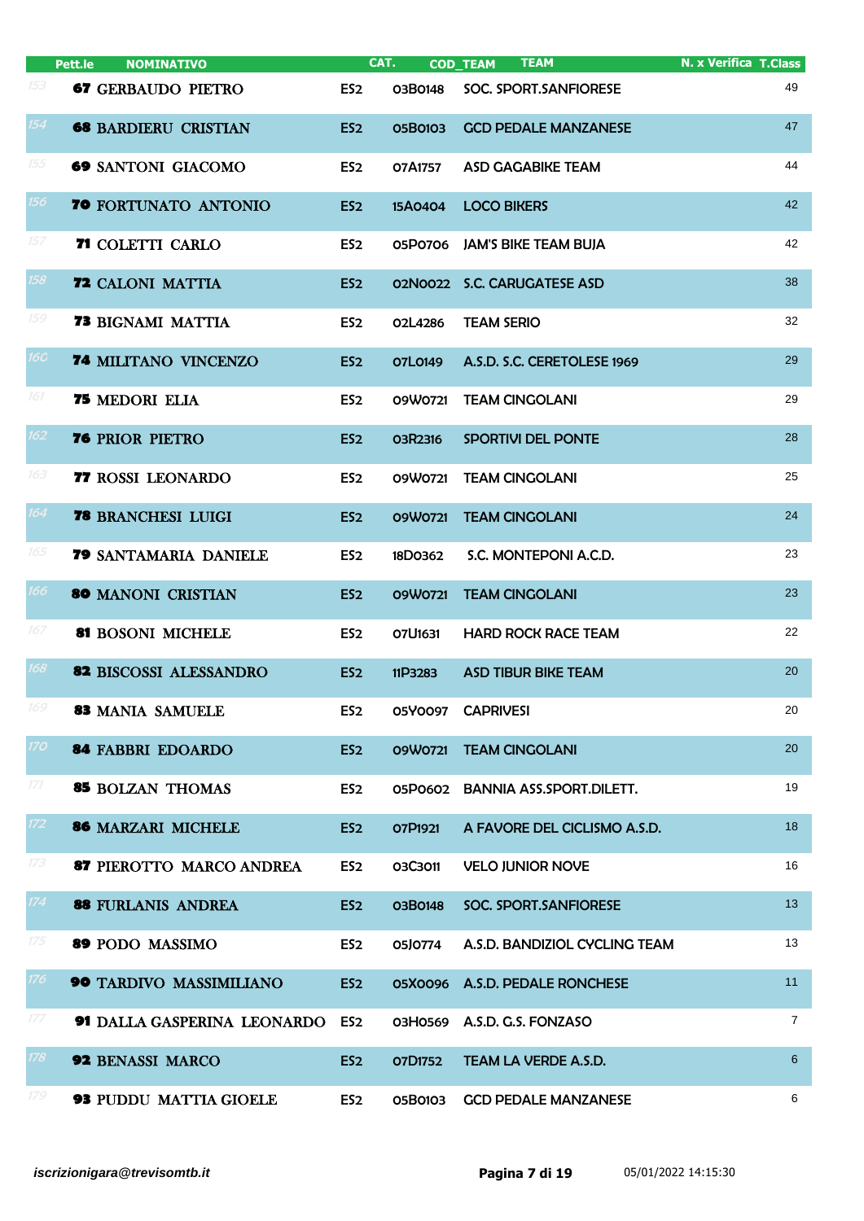|  | Pett.le | NOMINATIVO | CAT. | COD_TEAM | TEAM | N. x Verifica | T.Class |
|---|---|---|---|---|---|---|---|
| 153 | 67 | GERBAUDO PIETRO | ES2 | 03B0148 | SOC. SPORT.SANFIORESE |  | 49 |
| 154 | 68 | BARDIERU CRISTIAN | ES2 | 05B0103 | GCD PEDALE MANZANESE |  | 47 |
| 155 | 69 | SANTONI GIACOMO | ES2 | 07A1757 | ASD GAGABIKE TEAM |  | 44 |
| 156 | 70 | FORTUNATO ANTONIO | ES2 | 15A0404 | LOCO BIKERS |  | 42 |
| 157 | 71 | COLETTI CARLO | ES2 | 05P0706 | JAM'S BIKE TEAM BUJA |  | 42 |
| 158 | 72 | CALONI MATTIA | ES2 | 02N0022 | S.C. CARUGATESE ASD |  | 38 |
| 159 | 73 | BIGNAMI MATTIA | ES2 | 02L4286 | TEAM SERIO |  | 32 |
| 160 | 74 | MILITANO VINCENZO | ES2 | 07L0149 | A.S.D. S.C. CERETOLESE 1969 |  | 29 |
| 161 | 75 | MEDORI ELIA | ES2 | 09W0721 | TEAM CINGOLANI |  | 29 |
| 162 | 76 | PRIOR PIETRO | ES2 | 03R2316 | SPORTIVI DEL PONTE |  | 28 |
| 163 | 77 | ROSSI LEONARDO | ES2 | 09W0721 | TEAM CINGOLANI |  | 25 |
| 164 | 78 | BRANCHESI LUIGI | ES2 | 09W0721 | TEAM CINGOLANI |  | 24 |
| 165 | 79 | SANTAMARIA DANIELE | ES2 | 18D0362 | S.C. MONTEPONI A.C.D. |  | 23 |
| 166 | 80 | MANONI CRISTIAN | ES2 | 09W0721 | TEAM CINGOLANI |  | 23 |
| 167 | 81 | BOSONI MICHELE | ES2 | 07U1631 | HARD ROCK RACE TEAM |  | 22 |
| 168 | 82 | BISCOSSI ALESSANDRO | ES2 | 11P3283 | ASD TIBUR BIKE TEAM |  | 20 |
| 169 | 83 | MANIA SAMUELE | ES2 | 05Y0097 | CAPRIVESI |  | 20 |
| 170 | 84 | FABBRI EDOARDO | ES2 | 09W0721 | TEAM CINGOLANI |  | 20 |
| 171 | 85 | BOLZAN THOMAS | ES2 | 05P0602 | BANNIA ASS.SPORT.DILETT. |  | 19 |
| 172 | 86 | MARZARI MICHELE | ES2 | 07P1921 | A FAVORE DEL CICLISMO A.S.D. |  | 18 |
| 173 | 87 | PIEROTTO MARCO ANDREA | ES2 | 03C3011 | VELO JUNIOR NOVE |  | 16 |
| 174 | 88 | FURLANIS ANDREA | ES2 | 03B0148 | SOC. SPORT.SANFIORESE |  | 13 |
| 175 | 89 | PODO MASSIMO | ES2 | 05J0774 | A.S.D. BANDIZIOL CYCLING TEAM |  | 13 |
| 176 | 90 | TARDIVO MASSIMILIANO | ES2 | 05X0096 | A.S.D. PEDALE RONCHESE |  | 11 |
| 177 | 91 | DALLA GASPERINA LEONARDO | ES2 | 03H0569 | A.S.D. G.S. FONZASO |  | 7 |
| 178 | 92 | BENASSI MARCO | ES2 | 07D1752 | TEAM LA VERDE A.S.D. |  | 6 |
| 179 | 93 | PUDDU MATTIA GIOELE | ES2 | 05B0103 | GCD PEDALE MANZANESE |  | 6 |

*iscrizionigara@trevisomtb.it* 05/01/2022 14:15:30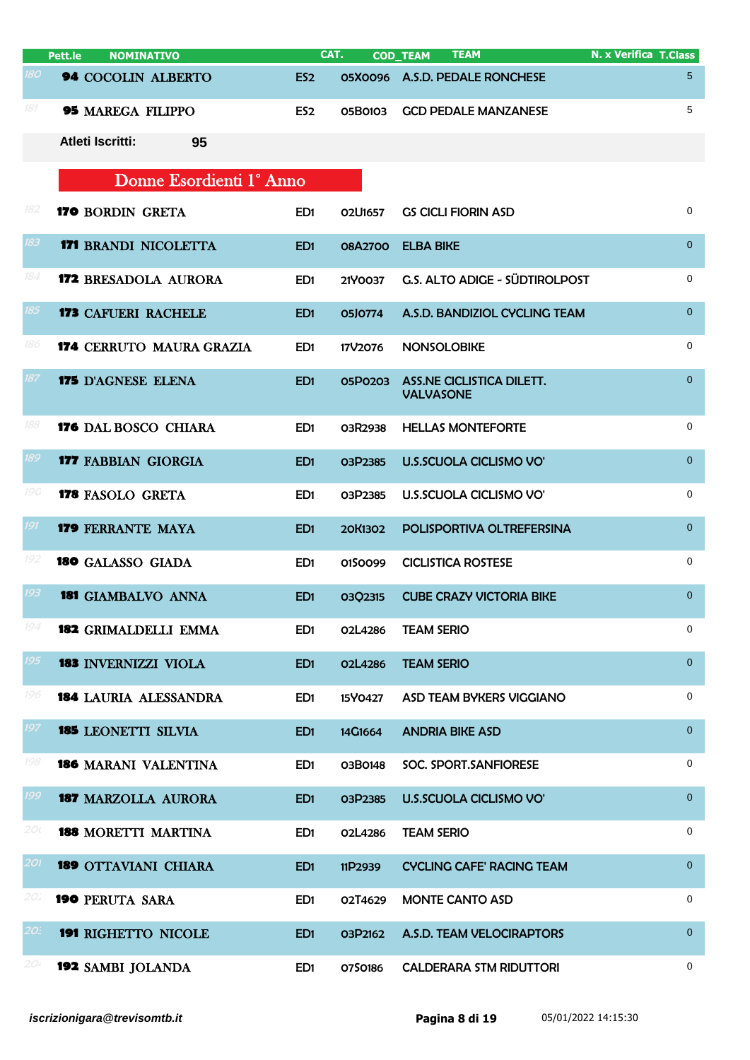| | Pett.le | NOMINATIVO | CAT. | COD_TEAM | TEAM | N. x Verifica | T.Class |
|---|---|---|---|---|---|---|---|
| 180 | 94 | COCOLIN ALBERTO | ES2 | 05X0096 | A.S.D. PEDALE RONCHESE | | 5 |
| 181 | 95 | MAREGA FILIPPO | ES2 | 05B0103 | GCD PEDALE MANZANESE | | 5 |

**Atleti Iscritti:** **95**

## Donne Esordienti 1° Anno

| | Pett.le | NOMINATIVO | CAT. | COD_TEAM | TEAM | N. x Verifica | T.Class |
|---|---|---|---|---|---|---|---|
| 182 | 170 | BORDIN GRETA | ED1 | 02U1657 | GS CICLI FIORIN ASD | | 0 |
| 183 | 171 | BRANDI NICOLETTA | ED1 | 08A2700 | ELBA BIKE | | 0 |
| 184 | 172 | BRESADOLA AURORA | ED1 | 21Y0037 | G.S. ALTO ADIGE - SÜDTIROLPOST | | 0 |
| 185 | 173 | CAFUERI RACHELE | ED1 | 05J0774 | A.S.D. BANDIZIOL CYCLING TEAM | | 0 |
| 186 | 174 | CERRUTO MAURA GRAZIA | ED1 | 17V2076 | NONSOLOBIKE | | 0 |
| 187 | 175 | D'AGNESE ELENA | ED1 | 05P0203 | ASS.NE CICLISTICA DILETT. VALVASONE | | 0 |
| 188 | 176 | DAL BOSCO CHIARA | ED1 | 03R2938 | HELLAS MONTEFORTE | | 0 |
| 189 | 177 | FABBIAN GIORGIA | ED1 | 03P2385 | U.S.SCUOLA CICLISMO VO' | | 0 |
| 190 | 178 | FASOLO GRETA | ED1 | 03P2385 | U.S.SCUOLA CICLISMO VO' | | 0 |
| 191 | 179 | FERRANTE MAYA | ED1 | 20K1302 | POLISPORTIVA OLTREFERSINA | | 0 |
| 192 | 180 | GALASSO GIADA | ED1 | 01S0099 | CICLISTICA ROSTESE | | 0 |
| 193 | 181 | GIAMBALVO ANNA | ED1 | 03Q2315 | CUBE CRAZY VICTORIA BIKE | | 0 |
| 194 | 182 | GRIMALDELLI EMMA | ED1 | 02L4286 | TEAM SERIO | | 0 |
| 195 | 183 | INVERNIZZI VIOLA | ED1 | 02L4286 | TEAM SERIO | | 0 |
| 196 | 184 | LAURIA ALESSANDRA | ED1 | 15Y0427 | ASD TEAM BYKERS VIGGIANO | | 0 |
| 197 | 185 | LEONETTI SILVIA | ED1 | 14G1664 | ANDRIA BIKE ASD | | 0 |
| 198 | 186 | MARANI VALENTINA | ED1 | 03B0148 | SOC. SPORT.SANFIORESE | | 0 |
| 199 | 187 | MARZOLLA AURORA | ED1 | 03P2385 | U.S.SCUOLA CICLISMO VO' | | 0 |
| 200 | 188 | MORETTI MARTINA | ED1 | 02L4286 | TEAM SERIO | | 0 |
| 201 | 189 | OTTAVIANI CHIARA | ED1 | 11P2939 | CYCLING CAFE' RACING TEAM | | 0 |
| 202 | 190 | PERUTA SARA | ED1 | 02T4629 | MONTE CANTO ASD | | 0 |
| 203 | 191 | RIGHETTO NICOLE | ED1 | 03P2162 | A.S.D. TEAM VELOCIRAPTORS | | 0 |
| 204 | 192 | SAMBI JOLANDA | ED1 | 07S0186 | CALDERARA STM RIDUTTORI | | 0 |

*iscrizionigara@trevisomtb.it* 05/01/2022 14:15:30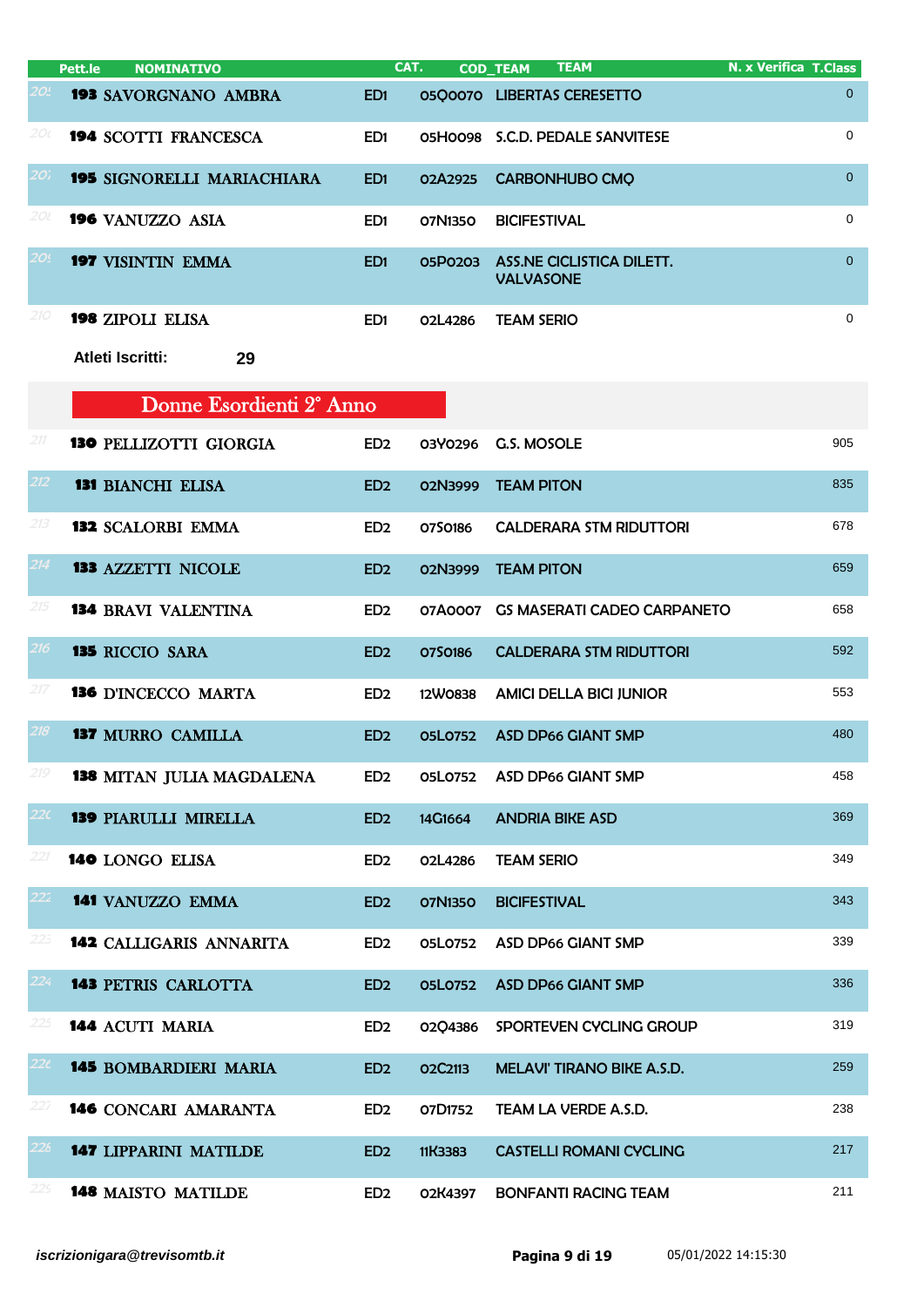| | Pett.le | NOMINATIVO | CAT. | COD_TEAM | TEAM | N. x Verifica | T.Class |
|---|---|---|---|---|---|---|---|
| 204 | 193 | SAVORGNANO AMBRA | ED1 | 05Q0070 | LIBERTAS CERESETTO | | 0 |
| 205 | 194 | SCOTTI FRANCESCA | ED1 | 05H0098 | S.C.D. PEDALE SANVITESE | | 0 |
| 206 | 195 | SIGNORELLI MARIACHIARA | ED1 | 02A2925 | CARBONHUBO CMQ | | 0 |
| 207 | 196 | VANUZZO ASIA | ED1 | 07N1350 | BICIFESTIVAL | | 0 |
| 208 | 197 | VISINTIN EMMA | ED1 | 05P0203 | ASS.NE CICLISTICA DILETT. VALVASONE | | 0 |
| 209 | 198 | ZIPOLI ELISA | ED1 | 02L4286 | TEAM SERIO | | 0 |

**Atleti Iscritti: 29**

## Donne Esordienti 2° Anno

| | Pett.le | NOMINATIVO | CAT. | COD_TEAM | TEAM | N. x Verifica | T.Class |
|---|---|---|---|---|---|---|---|
| 211 | 130 | PELLIZOTTI GIORGIA | ED2 | 03Y0296 | G.S. MOSOLE | | 905 |
| 212 | 131 | BIANCHI ELISA | ED2 | 02N3999 | TEAM PITON | | 835 |
| 213 | 132 | SCALORBI EMMA | ED2 | 07S0186 | CALDERARA STM RIDUTTORI | | 678 |
| 214 | 133 | AZZETTI NICOLE | ED2 | 02N3999 | TEAM PITON | | 659 |
| 215 | 134 | BRAVI VALENTINA | ED2 | 07A0007 | GS MASERATI CADEO CARPANETO | | 658 |
| 216 | 135 | RICCIO SARA | ED2 | 07S0186 | CALDERARA STM RIDUTTORI | | 592 |
| 217 | 136 | D'INCECCO MARTA | ED2 | 12W0838 | AMICI DELLA BICI JUNIOR | | 553 |
| 218 | 137 | MURRO CAMILLA | ED2 | 05L0752 | ASD DP66 GIANT SMP | | 480 |
| 219 | 138 | MITAN JULIA MAGDALENA | ED2 | 05L0752 | ASD DP66 GIANT SMP | | 458 |
| 220 | 139 | PIARULLI MIRELLA | ED2 | 14G1664 | ANDRIA BIKE ASD | | 369 |
| 221 | 140 | LONGO ELISA | ED2 | 02L4286 | TEAM SERIO | | 349 |
| 222 | 141 | VANUZZO EMMA | ED2 | 07N1350 | BICIFESTIVAL | | 343 |
| 223 | 142 | CALLIGARIS ANNARITA | ED2 | 05L0752 | ASD DP66 GIANT SMP | | 339 |
| 224 | 143 | PETRIS CARLOTTA | ED2 | 05L0752 | ASD DP66 GIANT SMP | | 336 |
| 225 | 144 | ACUTI MARIA | ED2 | 02Q4386 | SPORTEVEN CYCLING GROUP | | 319 |
| 226 | 145 | BOMBARDIERI MARIA | ED2 | 02C2113 | MELAVI' TIRANO BIKE A.S.D. | | 259 |
| 227 | 146 | CONCARI AMARANTA | ED2 | 07D1752 | TEAM LA VERDE A.S.D. | | 238 |
| 228 | 147 | LIPPARINI MATILDE | ED2 | 11K3383 | CASTELLI ROMANI CYCLING | | 217 |
| 229 | 148 | MAISTO MATILDE | ED2 | 02K4397 | BONFANTI RACING TEAM | | 211 |

*iscrizionigara@trevisomtb.it* 05/01/2022 14:15:30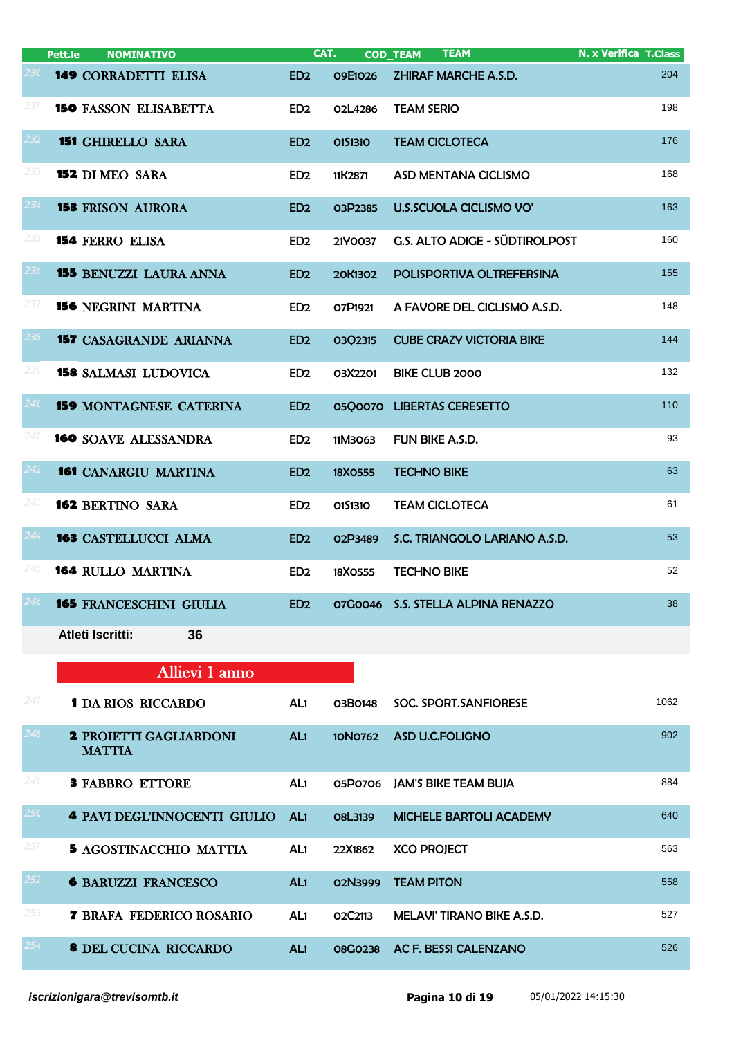| | Pett.le | NOMINATIVO | CAT. | COD_TEAM | TEAM | N. x Verifica | T.Class |
|---|---|---|---|---|---|---|---|
| 230 | 149 | CORRADETTI ELISA | ED2 | 09E1026 | ZHIRAF MARCHE A.S.D. | | 204 |
| 231 | 150 | FASSON ELISABETTA | ED2 | 02L4286 | TEAM SERIO | | 198 |
| 232 | 151 | GHIRELLO SARA | ED2 | 01S1310 | TEAM CICLOTECA | | 176 |
| 233 | 152 | DI MEO SARA | ED2 | 11K2871 | ASD MENTANA CICLISMO | | 168 |
| 234 | 153 | FRISON AURORA | ED2 | 03P2385 | U.S.SCUOLA CICLISMO VO' | | 163 |
| 235 | 154 | FERRO ELISA | ED2 | 21Y0037 | G.S. ALTO ADIGE - SÜDTIROLPOST | | 160 |
| 236 | 155 | BENUZZI LAURA ANNA | ED2 | 20K1302 | POLISPORTIVA OLTREFERSINA | | 155 |
| 237 | 156 | NEGRINI MARTINA | ED2 | 07P1921 | A FAVORE DEL CICLISMO A.S.D. | | 148 |
| 238 | 157 | CASAGRANDE ARIANNA | ED2 | 03Q2315 | CUBE CRAZY VICTORIA BIKE | | 144 |
| 239 | 158 | SALMASI LUDOVICA | ED2 | 03X2201 | BIKE CLUB 2000 | | 132 |
| 240 | 159 | MONTAGNESE CATERINA | ED2 | 05Q0070 | LIBERTAS CERESETTO | | 110 |
| 241 | 160 | SOAVE ALESSANDRA | ED2 | 11M3063 | FUN BIKE A.S.D. | | 93 |
| 242 | 161 | CANARGIU MARTINA | ED2 | 18X0555 | TECHNO BIKE | | 63 |
| 243 | 162 | BERTINO SARA | ED2 | 01S1310 | TEAM CICLOTECA | | 61 |
| 244 | 163 | CASTELLUCCI ALMA | ED2 | 02P3489 | S.C. TRIANGOLO LARIANO A.S.D. | | 53 |
| 245 | 164 | RULLO MARTINA | ED2 | 18X0555 | TECHNO BIKE | | 52 |
| 246 | 165 | FRANCESCHINI GIULIA | ED2 | 07G0046 | S.S. STELLA ALPINA RENAZZO | | 38 |

**Atleti Iscritti: 36**

## Allievi 1 anno

| | Pett.le | NOMINATIVO | CAT. | COD_TEAM | TEAM | N. x Verifica | T.Class |
|---|---|---|---|---|---|---|---|
| 247 | 1 | DA RIOS RICCARDO | AL1 | 03B0148 | SOC. SPORT.SANFIORESE | | 1062 |
| 248 | 2 | PROIETTI GAGLIARDONI MATTIA | AL1 | 10N0762 | ASD U.C.FOLIGNO | | 902 |
| 249 | 3 | FABBRO ETTORE | AL1 | 05P0706 | JAM'S BIKE TEAM BUJA | | 884 |
| 250 | 4 | PAVI DEGL'INNOCENTI GIULIO | AL1 | 08L3139 | MICHELE BARTOLI ACADEMY | | 640 |
| 251 | 5 | AGOSTINACCHIO MATTIA | AL1 | 22X1862 | XCO PROJECT | | 563 |
| 252 | 6 | BARUZZI FRANCESCO | AL1 | 02N3999 | TEAM PITON | | 558 |
| 253 | 7 | BRAFA FEDERICO ROSARIO | AL1 | 02C2113 | MELAVI' TIRANO BIKE A.S.D. | | 527 |
| 254 | 8 | DEL CUCINA RICCARDO | AL1 | 08G0238 | AC F. BESSI CALENZANO | | 526 |

*iscrizionigara@trevisomtb.it* 05/01/2022 14:15:30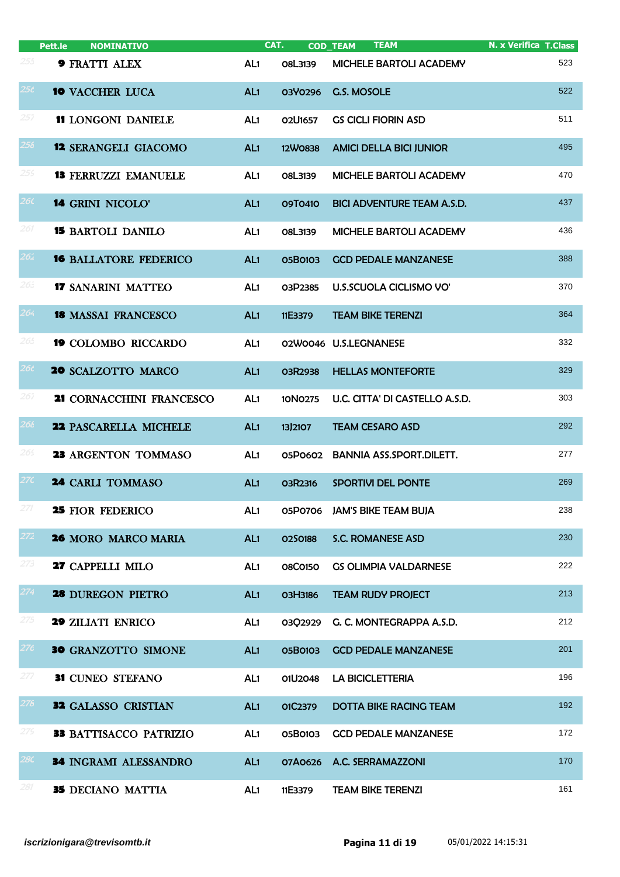| Pett.le | NOMINATIVO | CAT. | COD_TEAM | TEAM | N. x Verifica | T.Class |
|---|---|---|---|---|---|---|
| 255 | **9** FRATTI ALEX | AL1 | 08L3139 | MICHELE BARTOLI ACADEMY | | 523 |
| 256 | **10** VACCHER LUCA | AL1 | 03Y0296 | G.S. MOSOLE | | 522 |
| 257 | **11** LONGONI DANIELE | AL1 | 02U1657 | GS CICLI FIORIN ASD | | 511 |
| 258 | **12** SERANGELI GIACOMO | AL1 | 12W0838 | AMICI DELLA BICI JUNIOR | | 495 |
| 259 | **13** FERRUZZI EMANUELE | AL1 | 08L3139 | MICHELE BARTOLI ACADEMY | | 470 |
| 260 | **14** GRINI NICOLO' | AL1 | 09T0410 | BICI ADVENTURE TEAM A.S.D. | | 437 |
| 261 | **15** BARTOLI DANILO | AL1 | 08L3139 | MICHELE BARTOLI ACADEMY | | 436 |
| 262 | **16** BALLATORE FEDERICO | AL1 | 05B0103 | GCD PEDALE MANZANESE | | 388 |
| 263 | **17** SANARINI MATTEO | AL1 | 03P2385 | U.S.SCUOLA CICLISMO VO' | | 370 |
| 264 | **18** MASSAI FRANCESCO | AL1 | 11E3379 | TEAM BIKE TERENZI | | 364 |
| 265 | **19** COLOMBO RICCARDO | AL1 | 02W0046 | U.S.LEGNANESE | | 332 |
| 266 | **20** SCALZOTTO MARCO | AL1 | 03R2938 | HELLAS MONTEFORTE | | 329 |
| 267 | **21** CORNACCHINI FRANCESCO | AL1 | 10N0275 | U.C. CITTA' DI CASTELLO A.S.D. | | 303 |
| 268 | **22** PASCARELLA MICHELE | AL1 | 13J2107 | TEAM CESARO ASD | | 292 |
| 269 | **23** ARGENTON TOMMASO | AL1 | 05P0602 | BANNIA ASS.SPORT.DILETT. | | 277 |
| 270 | **24** CARLI TOMMASO | AL1 | 03R2316 | SPORTIVI DEL PONTE | | 269 |
| 271 | **25** FIOR FEDERICO | AL1 | 05P0706 | JAM'S BIKE TEAM BUJA | | 238 |
| 272 | **26** MORO MARCO MARIA | AL1 | 02S0188 | S.C. ROMANESE ASD | | 230 |
| 273 | **27** CAPPELLI MILO | AL1 | 08C0150 | GS OLIMPIA VALDARNESE | | 222 |
| 274 | **28** DUREGON PIETRO | AL1 | 03H3186 | TEAM RUDY PROJECT | | 213 |
| 275 | **29** ZILIATI ENRICO | AL1 | 03Q2929 | G. C. MONTEGRAPPA A.S.D. | | 212 |
| 276 | **30** GRANZOTTO SIMONE | AL1 | 05B0103 | GCD PEDALE MANZANESE | | 201 |
| 277 | **31** CUNEO STEFANO | AL1 | 01U2048 | LA BICICLETTERIA | | 196 |
| 278 | **32** GALASSO CRISTIAN | AL1 | 01C2379 | DOTTA BIKE RACING TEAM | | 192 |
| 279 | **33** BATTISACCO PATRIZIO | AL1 | 05B0103 | GCD PEDALE MANZANESE | | 172 |
| 280 | **34** INGRAMI ALESSANDRO | AL1 | 07A0626 | A.C. SERRAMAZZONI | | 170 |
| 281 | **35** DECIANO MATTIA | AL1 | 11E3379 | TEAM BIKE TERENZI | | 161 |

*iscrizionigara@trevisomtb.it* 05/01/2022 14:15:31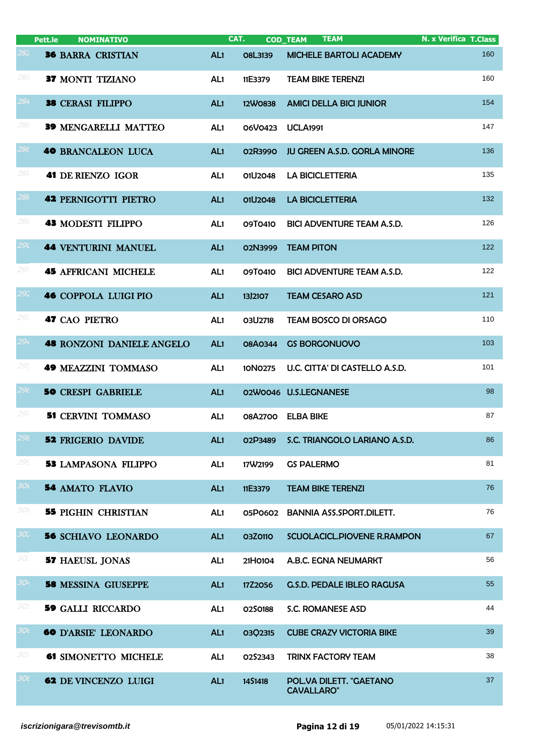| Pett.le | NOMINATIVO | CAT. | COD_TEAM | TEAM | N. x Verifica | T.Class |
|---|---|---|---|---|---|---|
| 282 | **36** BARRA CRISTIAN | AL1 | 08L3139 | MICHELE BARTOLI ACADEMY | | 160 |
| 283 | **37** MONTI TIZIANO | AL1 | 11E3379 | TEAM BIKE TERENZI | | 160 |
| 284 | **38** CERASI FILIPPO | AL1 | 12W0838 | AMICI DELLA BICI JUNIOR | | 154 |
| 285 | **39** MENGARELLI MATTEO | AL1 | 06V0423 | UCLA1991 | | 147 |
| 286 | **40** BRANCALEON LUCA | AL1 | 02R3990 | JU GREEN A.S.D. GORLA MINORE | | 136 |
| 287 | **41** DE RIENZO IGOR | AL1 | 01U2048 | LA BICICLETTERIA | | 135 |
| 288 | **42** PERNIGOTTI PIETRO | AL1 | 01U2048 | LA BICICLETTERIA | | 132 |
| 289 | **43** MODESTI FILIPPO | AL1 | 09T0410 | BICI ADVENTURE TEAM A.S.D. | | 126 |
| 290 | **44** VENTURINI MANUEL | AL1 | 02N3999 | TEAM PITON | | 122 |
| 291 | **45** AFFRICANI MICHELE | AL1 | 09T0410 | BICI ADVENTURE TEAM A.S.D. | | 122 |
| 292 | **46** COPPOLA LUIGI PIO | AL1 | 13J2107 | TEAM CESARO ASD | | 121 |
| 293 | **47** CAO PIETRO | AL1 | 03U2718 | TEAM BOSCO DI ORSAGO | | 110 |
| 294 | **48** RONZONI DANIELE ANGELO | AL1 | 08A0344 | GS BORGONUOVO | | 103 |
| 295 | **49** MEAZZINI TOMMASO | AL1 | 10N0275 | U.C. CITTA' DI CASTELLO A.S.D. | | 101 |
| 296 | **50** CRESPI GABRIELE | AL1 | 02W0046 | U.S.LEGNANESE | | 98 |
| 297 | **51** CERVINI TOMMASO | AL1 | 08A2700 | ELBA BIKE | | 87 |
| 298 | **52** FRIGERIO DAVIDE | AL1 | 02P3489 | S.C. TRIANGOLO LARIANO A.S.D. | | 86 |
| 299 | **53** LAMPASONA FILIPPO | AL1 | 17W2199 | GS PALERMO | | 81 |
| 300 | **54** AMATO FLAVIO | AL1 | 11E3379 | TEAM BIKE TERENZI | | 76 |
| 301 | **55** PIGHIN CHRISTIAN | AL1 | 05P0602 | BANNIA ASS.SPORT.DILETT. | | 76 |
| 302 | **56** SCHIAVO LEONARDO | AL1 | 03Z0110 | SCUOLACICL.PIOVENE R.RAMPON | | 67 |
| 303 | **57** HAEUSL JONAS | AL1 | 21H0104 | A.B.C. EGNA NEUMARKT | | 56 |
| 304 | **58** MESSINA GIUSEPPE | AL1 | 17Z2056 | G.S.D. PEDALE IBLEO RAGUSA | | 55 |
| 305 | **59** GALLI RICCARDO | AL1 | 02S0188 | S.C. ROMANESE ASD | | 44 |
| 306 | **60** D'ARSIE' LEONARDO | AL1 | 03Q2315 | CUBE CRAZY VICTORIA BIKE | | 39 |
| 307 | **61** SIMONETTO MICHELE | AL1 | 02S2343 | TRINX FACTORY TEAM | | 38 |
| 308 | **62** DE VINCENZO LUIGI | AL1 | 14S1418 | POL.VA DILETT. "GAETANO CAVALLARO" | | 37 |

*iscrizionigara@trevisomtb.it*  05/01/2022 14:15:31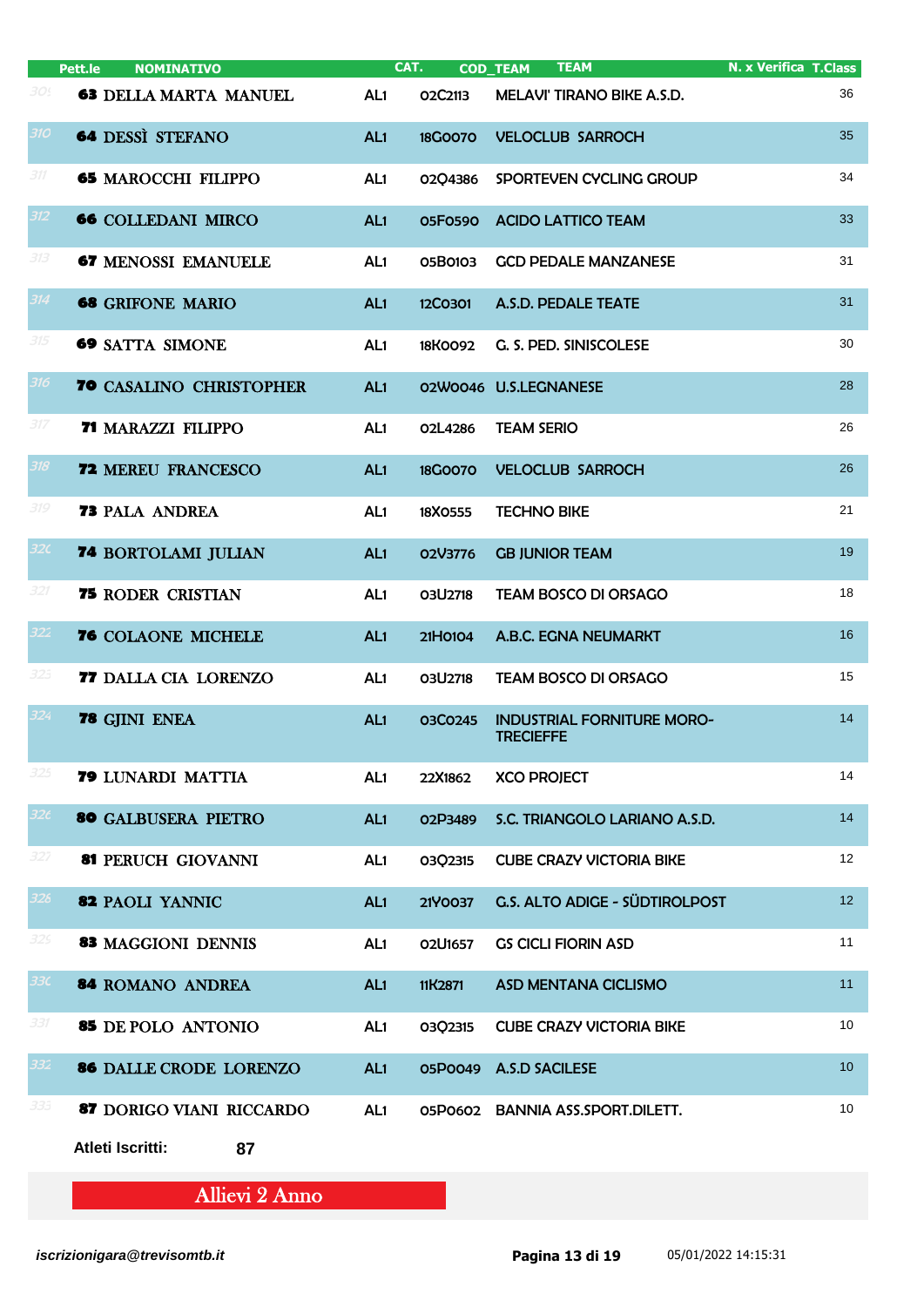| Pett.le | NOMINATIVO | CAT. | COD_TEAM | TEAM | N. x Verifica | T.Class |
|---|---|---|---|---|---|---|
| 309 | 63 DELLA MARTA MANUEL | AL1 | 02C2113 | MELAVI' TIRANO BIKE A.S.D. | | 36 |
| 310 | 64 DESSÌ STEFANO | AL1 | 18G0070 | VELOCLUB SARROCH | | 35 |
| 311 | 65 MAROCCHI FILIPPO | AL1 | 02Q4386 | SPORTEVEN CYCLING GROUP | | 34 |
| 312 | 66 COLLEDANI MIRCO | AL1 | 05F0590 | ACIDO LATTICO TEAM | | 33 |
| 313 | 67 MENOSSI EMANUELE | AL1 | 05B0103 | GCD PEDALE MANZANESE | | 31 |
| 314 | 68 GRIFONE MARIO | AL1 | 12C0301 | A.S.D. PEDALE TEATE | | 31 |
| 315 | 69 SATTA SIMONE | AL1 | 18K0092 | G. S. PED. SINISCOLESE | | 30 |
| 316 | 70 CASALINO CHRISTOPHER | AL1 | 02W0046 | U.S.LEGNANESE | | 28 |
| 317 | 71 MARAZZI FILIPPO | AL1 | 02L4286 | TEAM SERIO | | 26 |
| 318 | 72 MEREU FRANCESCO | AL1 | 18G0070 | VELOCLUB SARROCH | | 26 |
| 319 | 73 PALA ANDREA | AL1 | 18X0555 | TECHNO BIKE | | 21 |
| 320 | 74 BORTOLAMI JULIAN | AL1 | 02V3776 | GB JUNIOR TEAM | | 19 |
| 321 | 75 RODER CRISTIAN | AL1 | 03U2718 | TEAM BOSCO DI ORSAGO | | 18 |
| 322 | 76 COLAONE MICHELE | AL1 | 21H0104 | A.B.C. EGNA NEUMARKT | | 16 |
| 323 | 77 DALLA CIA LORENZO | AL1 | 03U2718 | TEAM BOSCO DI ORSAGO | | 15 |
| 324 | 78 GJINI ENEA | AL1 | 03C0245 | INDUSTRIAL FORNITURE MORO-TRECIEFFE | | 14 |
| 325 | 79 LUNARDI MATTIA | AL1 | 22X1862 | XCO PROJECT | | 14 |
| 326 | 80 GALBUSERA PIETRO | AL1 | 02P3489 | S.C. TRIANGOLO LARIANO A.S.D. | | 14 |
| 327 | 81 PERUCH GIOVANNI | AL1 | 03Q2315 | CUBE CRAZY VICTORIA BIKE | | 12 |
| 328 | 82 PAOLI YANNIC | AL1 | 21Y0037 | G.S. ALTO ADIGE - SÜDTIROLPOST | | 12 |
| 329 | 83 MAGGIONI DENNIS | AL1 | 02U1657 | GS CICLI FIORIN ASD | | 11 |
| 330 | 84 ROMANO ANDREA | AL1 | 11K2871 | ASD MENTANA CICLISMO | | 11 |
| 331 | 85 DE POLO ANTONIO | AL1 | 03Q2315 | CUBE CRAZY VICTORIA BIKE | | 10 |
| 332 | 86 DALLE CRODE LORENZO | AL1 | 05P0049 | A.S.D SACILESE | | 10 |
| 333 | 87 DORIGO VIANI RICCARDO | AL1 | 05P0602 | BANNIA ASS.SPORT.DILETT. | | 10 |

**Atleti Iscritti:** 87

## Allievi 2 Anno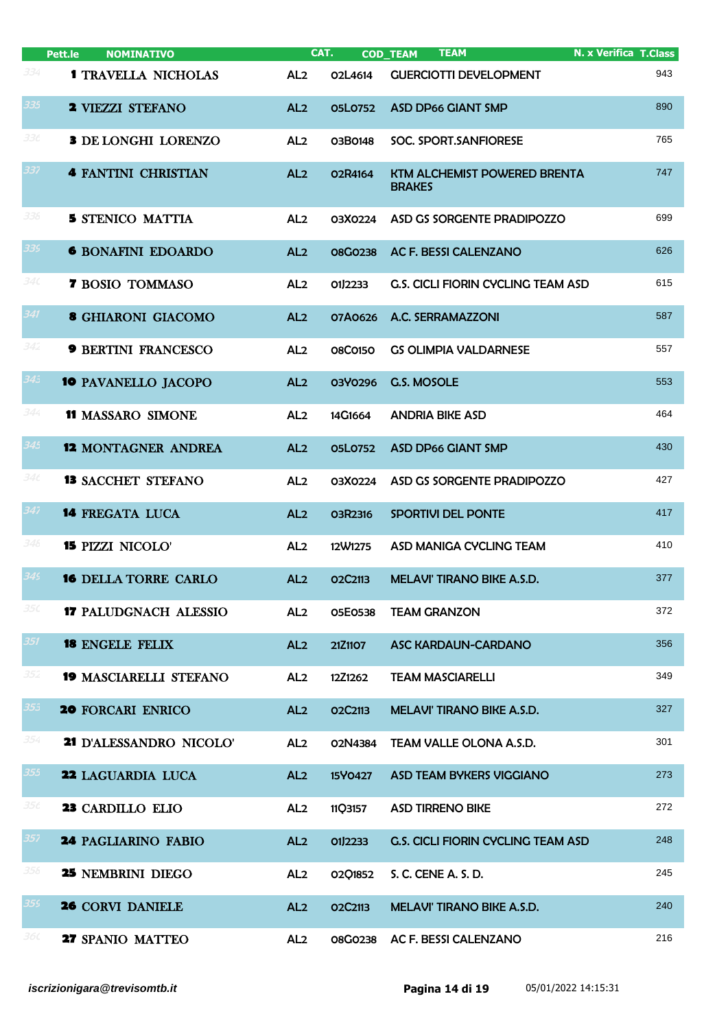| Pett.le | NOMINATIVO | CAT. | COD_TEAM | TEAM | N. x Verifica | T.Class |
|---|---|---|---|---|---|---|
| 334 | **1** TRAVELLA NICHOLAS | AL2 | 02L4614 | GUERCIOTTI DEVELOPMENT | | 943 |
| 335 | **2** VIEZZI STEFANO | AL2 | 05L0752 | ASD DP66 GIANT SMP | | 890 |
| 336 | **3** DE LONGHI LORENZO | AL2 | 03B0148 | SOC. SPORT.SANFIORESE | | 765 |
| 337 | **4** FANTINI CHRISTIAN | AL2 | 02R4164 | KTM ALCHEMIST POWERED BRENTA BRAKES | | 747 |
| 338 | **5** STENICO MATTIA | AL2 | 03X0224 | ASD GS SORGENTE PRADIPOZZO | | 699 |
| 339 | **6** BONAFINI EDOARDO | AL2 | 08G0238 | AC F. BESSI CALENZANO | | 626 |
| 340 | **7** BOSIO TOMMASO | AL2 | 01J2233 | G.S. CICLI FIORIN CYCLING TEAM ASD | | 615 |
| 341 | **8** GHIARONI GIACOMO | AL2 | 07A0626 | A.C. SERRAMAZZONI | | 587 |
| 342 | **9** BERTINI FRANCESCO | AL2 | 08C0150 | GS OLIMPIA VALDARNESE | | 557 |
| 343 | **10** PAVANELLO JACOPO | AL2 | 03Y0296 | G.S. MOSOLE | | 553 |
| 344 | **11** MASSARO SIMONE | AL2 | 14G1664 | ANDRIA BIKE ASD | | 464 |
| 345 | **12** MONTAGNER ANDREA | AL2 | 05L0752 | ASD DP66 GIANT SMP | | 430 |
| 346 | **13** SACCHET STEFANO | AL2 | 03X0224 | ASD GS SORGENTE PRADIPOZZO | | 427 |
| 347 | **14** FREGATA LUCA | AL2 | 03R2316 | SPORTIVI DEL PONTE | | 417 |
| 348 | **15** PIZZI NICOLO' | AL2 | 12W1275 | ASD MANIGA CYCLING TEAM | | 410 |
| 349 | **16** DELLA TORRE CARLO | AL2 | 02C2113 | MELAVI' TIRANO BIKE A.S.D. | | 377 |
| 350 | **17** PALUDGNACH ALESSIO | AL2 | 05E0538 | TEAM GRANZON | | 372 |
| 351 | **18** ENGELE FELIX | AL2 | 21Z1107 | ASC KARDAUN-CARDANO | | 356 |
| 352 | **19** MASCIARELLI STEFANO | AL2 | 12Z1262 | TEAM MASCIARELLI | | 349 |
| 353 | **20** FORCARI ENRICO | AL2 | 02C2113 | MELAVI' TIRANO BIKE A.S.D. | | 327 |
| 354 | **21** D'ALESSANDRO NICOLO' | AL2 | 02N4384 | TEAM VALLE OLONA A.S.D. | | 301 |
| 355 | **22** LAGUARDIA LUCA | AL2 | 15Y0427 | ASD TEAM BYKERS VIGGIANO | | 273 |
| 356 | **23** CARDILLO ELIO | AL2 | 11Q3157 | ASD TIRRENO BIKE | | 272 |
| 357 | **24** PAGLIARINO FABIO | AL2 | 01J2233 | G.S. CICLI FIORIN CYCLING TEAM ASD | | 248 |
| 358 | **25** NEMBRINI DIEGO | AL2 | 02Q1852 | S. C. CENE A. S. D. | | 245 |
| 359 | **26** CORVI DANIELE | AL2 | 02C2113 | MELAVI' TIRANO BIKE A.S.D. | | 240 |
| 360 | **27** SPANIO MATTEO | AL2 | 08G0238 | AC F. BESSI CALENZANO | | 216 |

*iscrizionigara@trevisomtb.it* 05/01/2022 14:15:31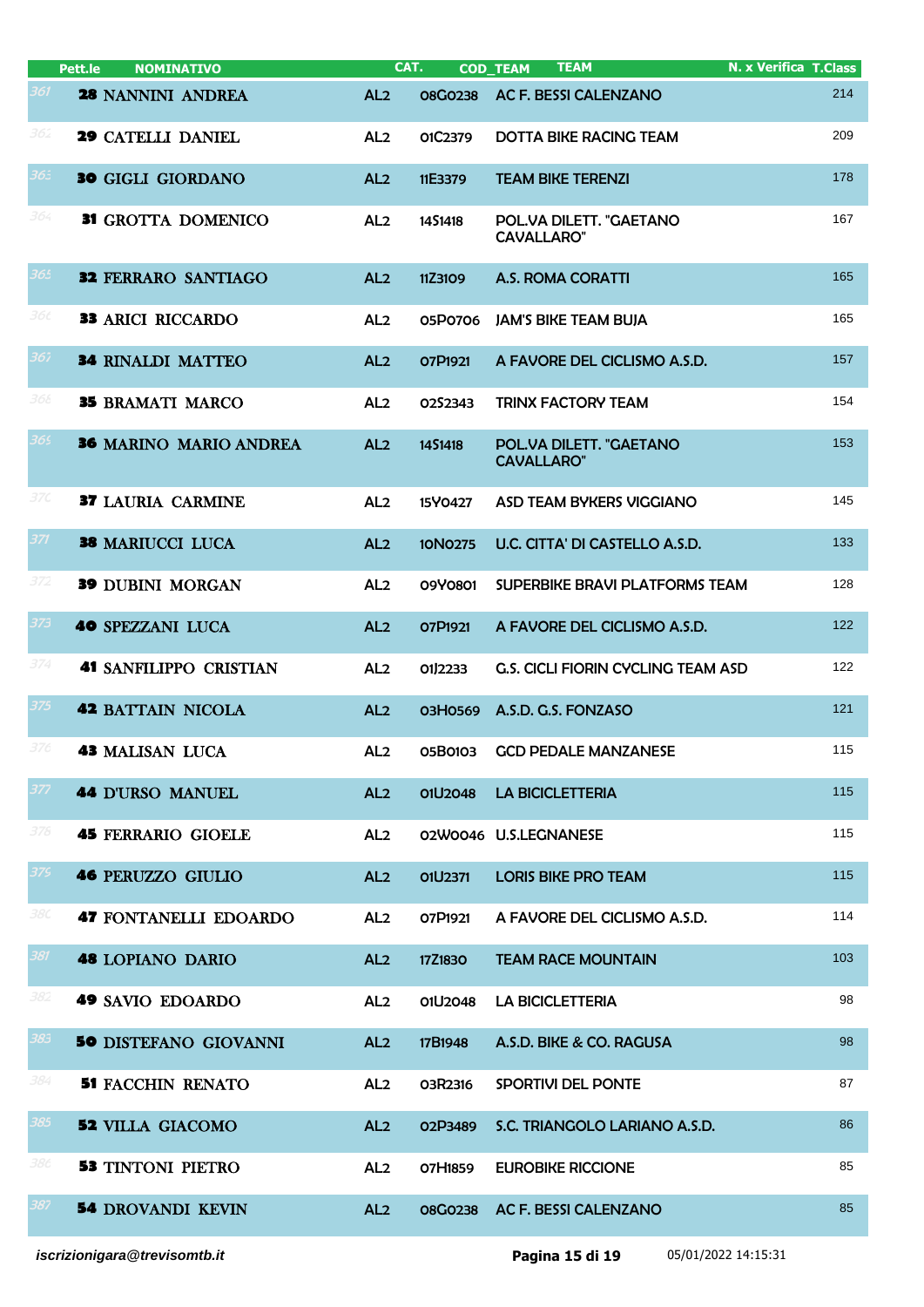| | Pett.le | NOMINATIVO | CAT. | COD_TEAM | TEAM | N. x Verifica | T.Class |
|---|---|---|---|---|---|---|---|
| 361 | 28 | NANNINI ANDREA | AL2 | 08G0238 | AC F. BESSI CALENZANO | | 214 |
| 362 | 29 | CATELLI DANIEL | AL2 | 01C2379 | DOTTA BIKE RACING TEAM | | 209 |
| 363 | 30 | GIGLI GIORDANO | AL2 | 11E3379 | TEAM BIKE TERENZI | | 178 |
| 364 | 31 | GROTTA DOMENICO | AL2 | 14S1418 | POL.VA DILETT. "GAETANO CAVALLARO" | | 167 |
| 365 | 32 | FERRARO SANTIAGO | AL2 | 11Z3109 | A.S. ROMA CORATTI | | 165 |
| 366 | 33 | ARICI RICCARDO | AL2 | 05P0706 | JAM'S BIKE TEAM BUJA | | 165 |
| 367 | 34 | RINALDI MATTEO | AL2 | 07P1921 | A FAVORE DEL CICLISMO A.S.D. | | 157 |
| 368 | 35 | BRAMATI MARCO | AL2 | 02S2343 | TRINX FACTORY TEAM | | 154 |
| 369 | 36 | MARINO MARIO ANDREA | AL2 | 14S1418 | POL.VA DILETT. "GAETANO CAVALLARO" | | 153 |
| 370 | 37 | LAURIA CARMINE | AL2 | 15Y0427 | ASD TEAM BYKERS VIGGIANO | | 145 |
| 371 | 38 | MARIUCCI LUCA | AL2 | 10N0275 | U.C. CITTA' DI CASTELLO A.S.D. | | 133 |
| 372 | 39 | DUBINI MORGAN | AL2 | 09Y0801 | SUPERBIKE BRAVI PLATFORMS TEAM | | 128 |
| 373 | 40 | SPEZZANI LUCA | AL2 | 07P1921 | A FAVORE DEL CICLISMO A.S.D. | | 122 |
| 374 | 41 | SANFILIPPO CRISTIAN | AL2 | 01J2233 | G.S. CICLI FIORIN CYCLING TEAM ASD | | 122 |
| 375 | 42 | BATTAIN NICOLA | AL2 | 03H0569 | A.S.D. G.S. FONZASO | | 121 |
| 376 | 43 | MALISAN LUCA | AL2 | 05B0103 | GCD PEDALE MANZANESE | | 115 |
| 377 | 44 | D'URSO MANUEL | AL2 | 01U2048 | LA BICICLETTERIA | | 115 |
| 378 | 45 | FERRARIO GIOELE | AL2 | 02W0046 | U.S.LEGNANESE | | 115 |
| 379 | 46 | PERUZZO GIULIO | AL2 | 01U2371 | LORIS BIKE PRO TEAM | | 115 |
| 380 | 47 | FONTANELLI EDOARDO | AL2 | 07P1921 | A FAVORE DEL CICLISMO A.S.D. | | 114 |
| 381 | 48 | LOPIANO DARIO | AL2 | 17Z1830 | TEAM RACE MOUNTAIN | | 103 |
| 382 | 49 | SAVIO EDOARDO | AL2 | 01U2048 | LA BICICLETTERIA | | 98 |
| 383 | 50 | DISTEFANO GIOVANNI | AL2 | 17B1948 | A.S.D. BIKE & CO. RAGUSA | | 98 |
| 384 | 51 | FACCHIN RENATO | AL2 | 03R2316 | SPORTIVI DEL PONTE | | 87 |
| 385 | 52 | VILLA GIACOMO | AL2 | 02P3489 | S.C. TRIANGOLO LARIANO A.S.D. | | 86 |
| 386 | 53 | TINTONI PIETRO | AL2 | 07H1859 | EUROBIKE RICCIONE | | 85 |
| 387 | 54 | DROVANDI KEVIN | AL2 | 08G0238 | AC F. BESSI CALENZANO | | 85 |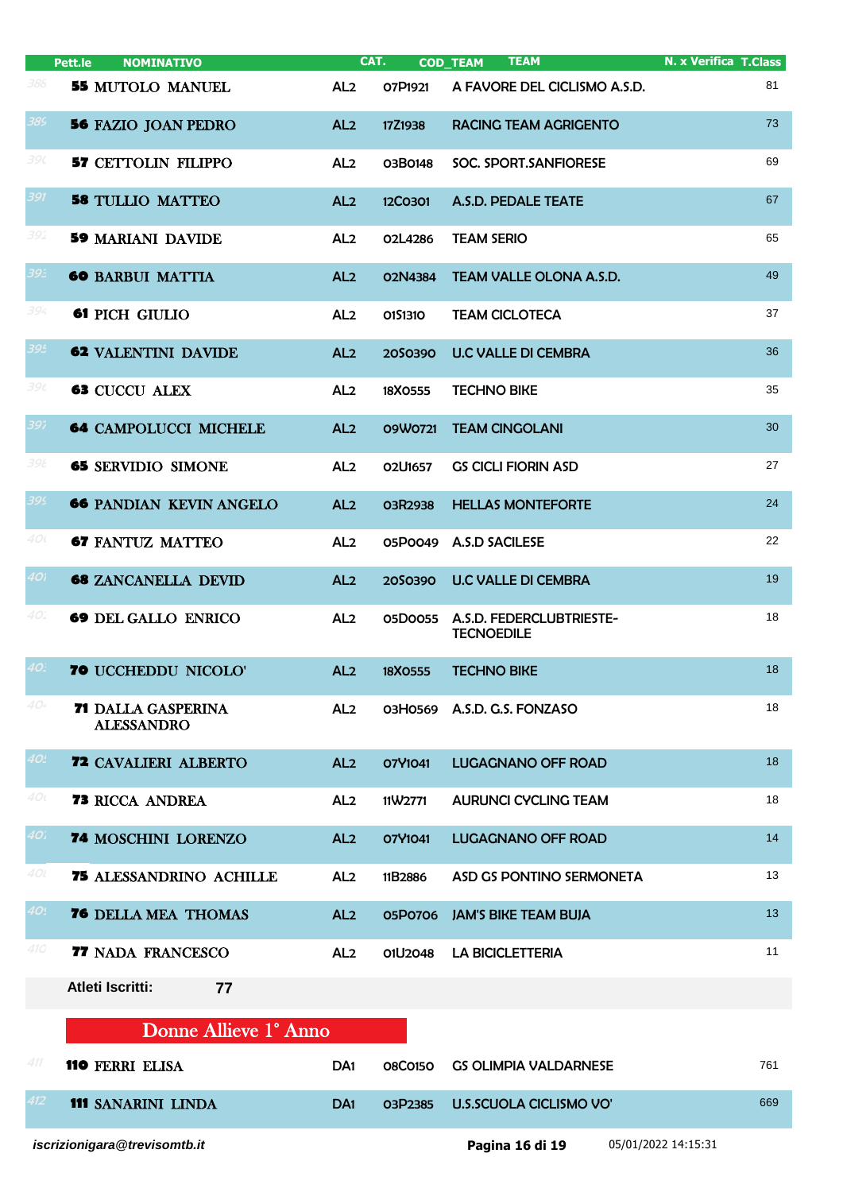| Pett.le | NOMINATIVO | CAT. | COD_TEAM | TEAM | N. x Verifica | T.Class |
|---|---|---|---|---|---|---|
| 55 | MUTOLO MANUEL | AL2 | 07P1921 | A FAVORE DEL CICLISMO A.S.D. | | 81 |
| 56 | FAZIO JOAN PEDRO | AL2 | 17Z1938 | RACING TEAM AGRIGENTO | | 73 |
| 57 | CETTOLIN FILIPPO | AL2 | 03B0148 | SOC. SPORT.SANFIORESE | | 69 |
| 58 | TULLIO MATTEO | AL2 | 12C0301 | A.S.D. PEDALE TEATE | | 67 |
| 59 | MARIANI DAVIDE | AL2 | 02L4286 | TEAM SERIO | | 65 |
| 60 | BARBUI MATTIA | AL2 | 02N4384 | TEAM VALLE OLONA A.S.D. | | 49 |
| 61 | PICH GIULIO | AL2 | 01S1310 | TEAM CICLOTECA | | 37 |
| 62 | VALENTINI DAVIDE | AL2 | 20S0390 | U.C VALLE DI CEMBRA | | 36 |
| 63 | CUCCU ALEX | AL2 | 18X0555 | TECHNO BIKE | | 35 |
| 64 | CAMPOLUCCI MICHELE | AL2 | 09W0721 | TEAM CINGOLANI | | 30 |
| 65 | SERVIDIO SIMONE | AL2 | 02U1657 | GS CICLI FIORIN ASD | | 27 |
| 66 | PANDIAN KEVIN ANGELO | AL2 | 03R2938 | HELLAS MONTEFORTE | | 24 |
| 67 | FANTUZ MATTEO | AL2 | 05P0049 | A.S.D SACILESE | | 22 |
| 68 | ZANCANELLA DEVID | AL2 | 20S0390 | U.C VALLE DI CEMBRA | | 19 |
| 69 | DEL GALLO ENRICO | AL2 | 05D0055 | A.S.D. FEDERCLUBTRIESTE-TECNOEDILE | | 18 |
| 70 | UCCHEDDU NICOLO' | AL2 | 18X0555 | TECHNO BIKE | | 18 |
| 71 | DALLA GASPERINA ALESSANDRO | AL2 | 03H0569 | A.S.D. G.S. FONZASO | | 18 |
| 72 | CAVALIERI ALBERTO | AL2 | 07Y1041 | LUGAGNANO OFF ROAD | | 18 |
| 73 | RICCA ANDREA | AL2 | 11W2771 | AURUNCI CYCLING TEAM | | 18 |
| 74 | MOSCHINI LORENZO | AL2 | 07Y1041 | LUGAGNANO OFF ROAD | | 14 |
| 75 | ALESSANDRINO ACHILLE | AL2 | 11B2886 | ASD GS PONTINO SERMONETA | | 13 |
| 76 | DELLA MEA THOMAS | AL2 | 05P0706 | JAM'S BIKE TEAM BUJA | | 13 |
| 77 | NADA FRANCESCO | AL2 | 01U2048 | LA BICICLETTERIA | | 11 |

**Atleti Iscritti: 77**

## Donne Allieve 1° Anno

| Pett.le | NOMINATIVO | CAT. | COD_TEAM | TEAM | N. x Verifica | T.Class |
|---|---|---|---|---|---|---|
| 110 | FERRI ELISA | DA1 | 08C0150 | GS OLIMPIA VALDARNESE | | 761 |
| 111 | SANARINI LINDA | DA1 | 03P2385 | U.S.SCUOLA CICLISMO VO' | | 669 |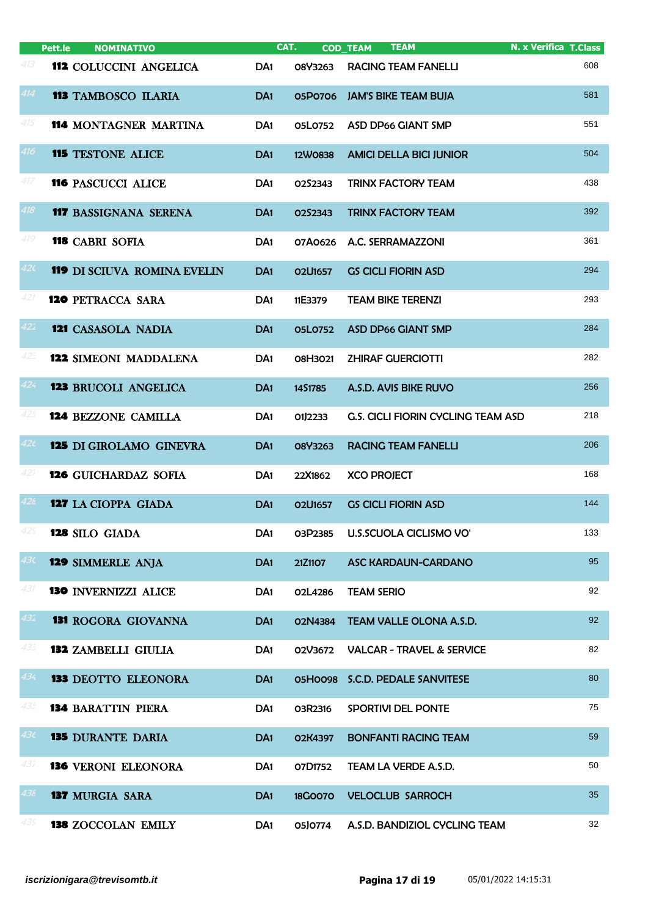| | Pett.le | NOMINATIVO | CAT. | COD_TEAM | TEAM | N. x Verifica | T.Class |
|---|---|---|---|---|---|---|---|
| 413 | 112 | COLUCCINI ANGELICA | DA1 | 08Y3263 | RACING TEAM FANELLI | | 608 |
| 414 | 113 | TAMBOSCO ILARIA | DA1 | 05P0706 | JAM'S BIKE TEAM BUJA | | 581 |
| 415 | 114 | MONTAGNER MARTINA | DA1 | 05L0752 | ASD DP66 GIANT SMP | | 551 |
| 416 | 115 | TESTONE ALICE | DA1 | 12W0838 | AMICI DELLA BICI JUNIOR | | 504 |
| 417 | 116 | PASCUCCI ALICE | DA1 | 02S2343 | TRINX FACTORY TEAM | | 438 |
| 418 | 117 | BASSIGNANA SERENA | DA1 | 02S2343 | TRINX FACTORY TEAM | | 392 |
| 419 | 118 | CABRI SOFIA | DA1 | 07A0626 | A.C. SERRAMAZZONI | | 361 |
| 420 | 119 | DI SCIUVA ROMINA EVELIN | DA1 | 02U1657 | GS CICLI FIORIN ASD | | 294 |
| 421 | 120 | PETRACCA SARA | DA1 | 11E3379 | TEAM BIKE TERENZI | | 293 |
| 422 | 121 | CASASOLA NADIA | DA1 | 05L0752 | ASD DP66 GIANT SMP | | 284 |
| 423 | 122 | SIMEONI MADDALENA | DA1 | 08H3021 | ZHIRAF GUERCIOTTI | | 282 |
| 424 | 123 | BRUCOLI ANGELICA | DA1 | 14S1785 | A.S.D. AVIS BIKE RUVO | | 256 |
| 425 | 124 | BEZZONE CAMILLA | DA1 | 01J2233 | G.S. CICLI FIORIN CYCLING TEAM ASD | | 218 |
| 426 | 125 | DI GIROLAMO GINEVRA | DA1 | 08Y3263 | RACING TEAM FANELLI | | 206 |
| 427 | 126 | GUICHARDAZ SOFIA | DA1 | 22X1862 | XCO PROJECT | | 168 |
| 428 | 127 | LA CIOPPA GIADA | DA1 | 02U1657 | GS CICLI FIORIN ASD | | 144 |
| 429 | 128 | SILO GIADA | DA1 | 03P2385 | U.S.SCUOLA CICLISMO VO' | | 133 |
| 430 | 129 | SIMMERLE ANJA | DA1 | 21Z1107 | ASC KARDAUN-CARDANO | | 95 |
| 431 | 130 | INVERNIZZI ALICE | DA1 | 02L4286 | TEAM SERIO | | 92 |
| 432 | 131 | ROGORA GIOVANNA | DA1 | 02N4384 | TEAM VALLE OLONA A.S.D. | | 92 |
| 433 | 132 | ZAMBELLI GIULIA | DA1 | 02V3672 | VALCAR - TRAVEL & SERVICE | | 82 |
| 434 | 133 | DEOTTO ELEONORA | DA1 | 05H0098 | S.C.D. PEDALE SANVITESE | | 80 |
| 435 | 134 | BARATTIN PIERA | DA1 | 03R2316 | SPORTIVI DEL PONTE | | 75 |
| 436 | 135 | DURANTE DARIA | DA1 | 02K4397 | BONFANTI RACING TEAM | | 59 |
| 437 | 136 | VERONI ELEONORA | DA1 | 07D1752 | TEAM LA VERDE A.S.D. | | 50 |
| 438 | 137 | MURGIA SARA | DA1 | 18G0070 | VELOCLUB SARROCH | | 35 |
| 439 | 138 | ZOCCOLAN EMILY | DA1 | 05J0774 | A.S.D. BANDIZIOL CYCLING TEAM | | 32 |

*iscrizionigara@trevisomtb.it* 05/01/2022 14:15:31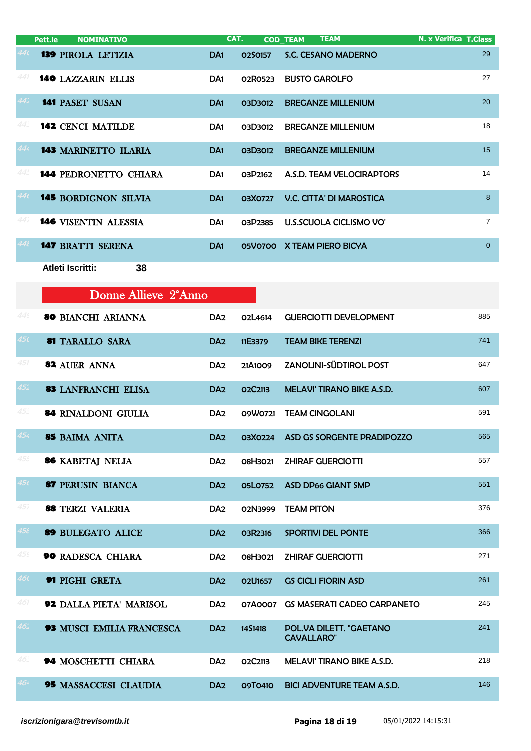| | Pett.le | NOMINATIVO | CAT. | COD_TEAM | TEAM | N. x Verifica | T.Class |
|---|---|---|---|---|---|---|---|
| 440 | 139 | PIROLA LETIZIA | DA1 | 02S0157 | S.C. CESANO MADERNO | | 29 |
| 441 | 140 | LAZZARIN ELLIS | DA1 | 02R0523 | BUSTO GAROLFO | | 27 |
| 442 | 141 | PASET SUSAN | DA1 | 03D3012 | BREGANZE MILLENIUM | | 20 |
| 443 | 142 | CENCI MATILDE | DA1 | 03D3012 | BREGANZE MILLENIUM | | 18 |
| 444 | 143 | MARINETTO ILARIA | DA1 | 03D3012 | BREGANZE MILLENIUM | | 15 |
| 445 | 144 | PEDRONETTO CHIARA | DA1 | 03P2162 | A.S.D. TEAM VELOCIRAPTORS | | 14 |
| 446 | 145 | BORDIGNON SILVIA | DA1 | 03X0727 | V.C. CITTA' DI MAROSTICA | | 8 |
| 447 | 146 | VISENTIN ALESSIA | DA1 | 03P2385 | U.S.SCUOLA CICLISMO VO' | | 7 |
| 448 | 147 | BRATTI SERENA | DA1 | 05V0700 | X TEAM PIERO BICYA | | 0 |

**Atleti Iscritti:** 38

## Donne Allieve 2°Anno

| | Pett.le | NOMINATIVO | CAT. | COD_TEAM | TEAM | N. x Verifica | T.Class |
|---|---|---|---|---|---|---|---|
| 449 | 80 | BIANCHI ARIANNA | DA2 | 02L4614 | GUERCIOTTI DEVELOPMENT | | 885 |
| 450 | 81 | TARALLO SARA | DA2 | 11E3379 | TEAM BIKE TERENZI | | 741 |
| 451 | 82 | AUER ANNA | DA2 | 21A1009 | ZANOLINI-SÜDTIROL POST | | 647 |
| 452 | 83 | LANFRANCHI ELISA | DA2 | 02C2113 | MELAVI' TIRANO BIKE A.S.D. | | 607 |
| 453 | 84 | RINALDONI GIULIA | DA2 | 09W0721 | TEAM CINGOLANI | | 591 |
| 454 | 85 | BAIMA ANITA | DA2 | 03X0224 | ASD GS SORGENTE PRADIPOZZO | | 565 |
| 455 | 86 | KABETAJ NELIA | DA2 | 08H3021 | ZHIRAF GUERCIOTTI | | 557 |
| 456 | 87 | PERUSIN BIANCA | DA2 | 05L0752 | ASD DP66 GIANT SMP | | 551 |
| 457 | 88 | TERZI VALERIA | DA2 | 02N3999 | TEAM PITON | | 376 |
| 458 | 89 | BULEGATO ALICE | DA2 | 03R2316 | SPORTIVI DEL PONTE | | 366 |
| 459 | 90 | RADESCA CHIARA | DA2 | 08H3021 | ZHIRAF GUERCIOTTI | | 271 |
| 460 | 91 | PIGHI GRETA | DA2 | 02U1657 | GS CICLI FIORIN ASD | | 261 |
| 461 | 92 | DALLA PIETA' MARISOL | DA2 | 07A0007 | GS MASERATI CADEO CARPANETO | | 245 |
| 462 | 93 | MUSCI EMILIA FRANCESCA | DA2 | 14S1418 | POL.VA DILETT. "GAETANO CAVALLARO" | | 241 |
| 463 | 94 | MOSCHETTI CHIARA | DA2 | 02C2113 | MELAVI' TIRANO BIKE A.S.D. | | 218 |
| 464 | 95 | MASSACCESI CLAUDIA | DA2 | 09T0410 | BICI ADVENTURE TEAM A.S.D. | | 146 |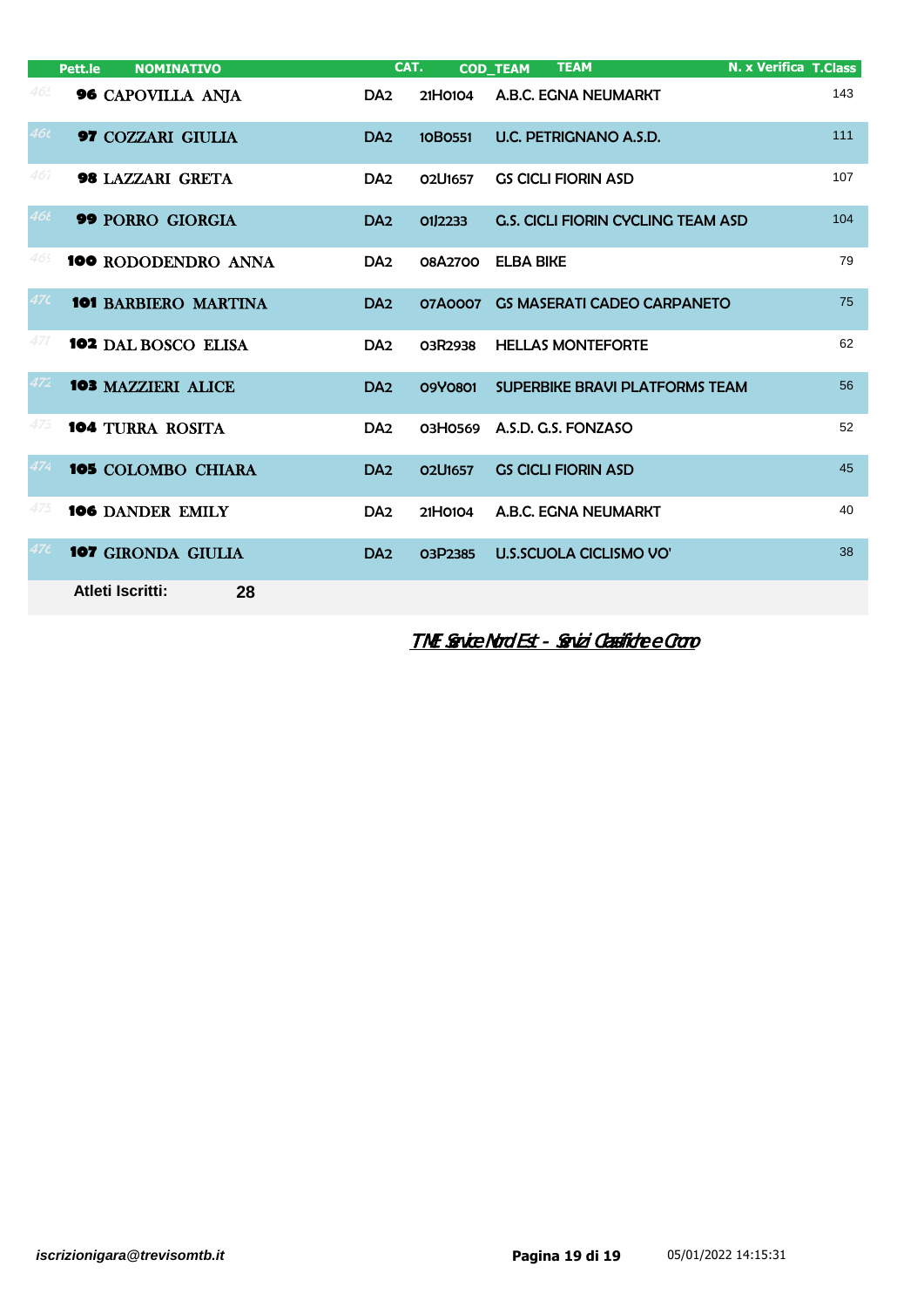| Pett.le | NOMINATIVO | CAT. | COD_TEAM | TEAM | N. x Verifica | T.Class |
|---|---|---|---|---|---|---|
| 465 | **96** CAPOVILLA ANJA | DA2 | 21H0104 | A.B.C. EGNA NEUMARKT | | 143 |
| 466 | **97** COZZARI GIULIA | DA2 | 10B0551 | U.C. PETRIGNANO A.S.D. | | 111 |
| 467 | **98** LAZZARI GRETA | DA2 | 02U1657 | GS CICLI FIORIN ASD | | 107 |
| 468 | **99** PORRO GIORGIA | DA2 | 01J2233 | G.S. CICLI FIORIN CYCLING TEAM ASD | | 104 |
| 469 | **100** RODODENDRO ANNA | DA2 | 08A2700 | ELBA BIKE | | 79 |
| 470 | **101** BARBIERO MARTINA | DA2 | 07A0007 | GS MASERATI CADEO CARPANETO | | 75 |
| 471 | **102** DAL BOSCO ELISA | DA2 | 03R2938 | HELLAS MONTEFORTE | | 62 |
| 472 | **103** MAZZIERI ALICE | DA2 | 09Y0801 | SUPERBIKE BRAVI PLATFORMS TEAM | | 56 |
| 473 | **104** TURRA ROSITA | DA2 | 03H0569 | A.S.D. G.S. FONZASO | | 52 |
| 474 | **105** COLOMBO CHIARA | DA2 | 02U1657 | GS CICLI FIORIN ASD | | 45 |
| 475 | **106** DANDER EMILY | DA2 | 21H0104 | A.B.C. EGNA NEUMARKT | | 40 |
| 476 | **107** GIRONDA GIULIA | DA2 | 03P2385 | U.S.SCUOLA CICLISMO VO' | | 38 |

**Atleti Iscritti: 28**

*TNE Service Nord Est - Servizi Classifiche e Crono*

*iscrizionigara@trevisomtb.it* 05/01/2022 14:15:31